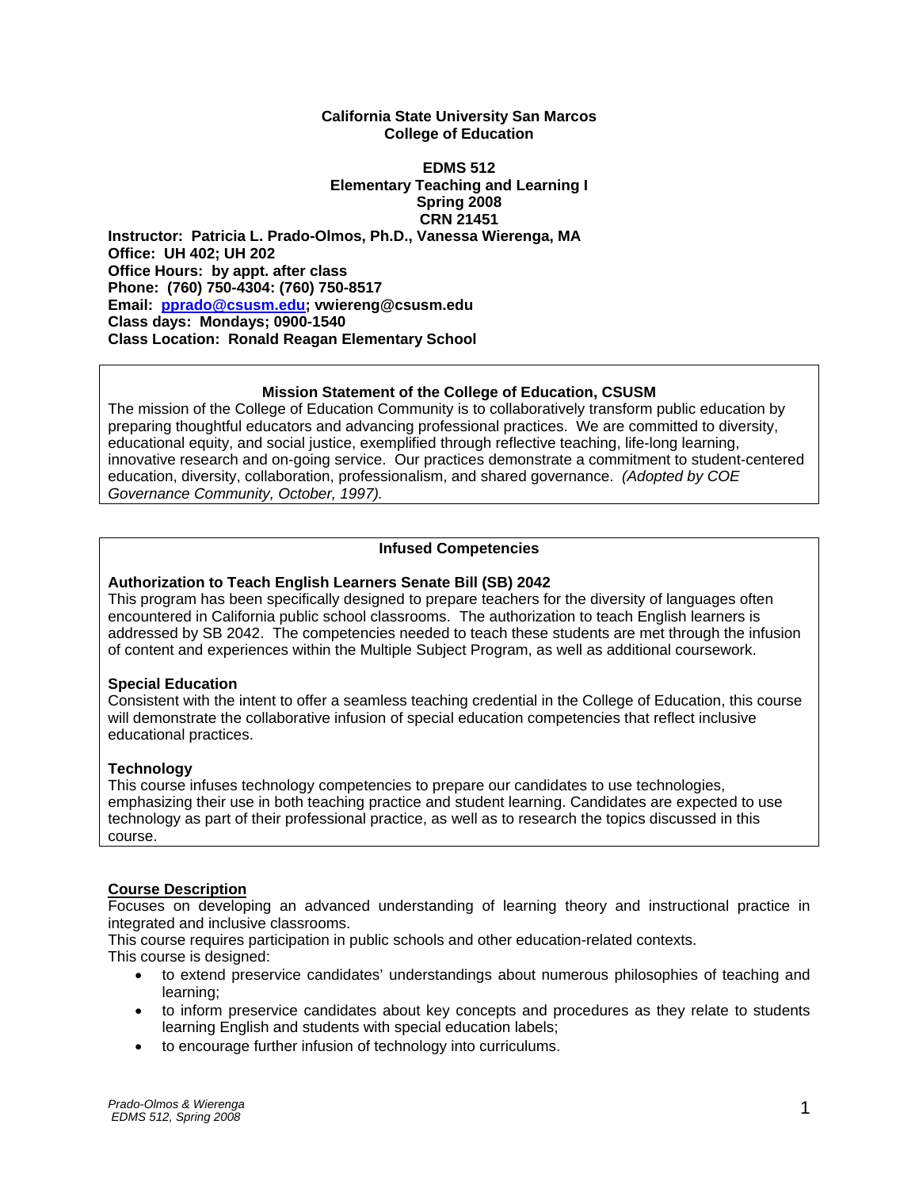**California State University San Marcos**
**College of Education**

**EDMS 512**
**Elementary Teaching and Learning I**
**Spring 2008**
**CRN 21451**

**Instructor: Patricia L. Prado-Olmos, Ph.D., Vanessa Wierenga, MA**
**Office: UH 402; UH 202**
**Office Hours: by appt. after class**
**Phone: (760) 750-4304: (760) 750-8517**
**Email: pprado@csusm.edu; vwiereng@csusm.edu**
**Class days: Mondays; 0900-1540**
**Class Location: Ronald Reagan Elementary School**

**Mission Statement of the College of Education, CSUSM**

The mission of the College of Education Community is to collaboratively transform public education by preparing thoughtful educators and advancing professional practices. We are committed to diversity, educational equity, and social justice, exemplified through reflective teaching, life-long learning, innovative research and on-going service. Our practices demonstrate a commitment to student-centered education, diversity, collaboration, professionalism, and shared governance. *(Adopted by COE Governance Community, October, 1997).*

**Infused Competencies**

**Authorization to Teach English Learners Senate Bill (SB) 2042**

This program has been specifically designed to prepare teachers for the diversity of languages often encountered in California public school classrooms. The authorization to teach English learners is addressed by SB 2042. The competencies needed to teach these students are met through the infusion of content and experiences within the Multiple Subject Program, as well as additional coursework.

**Special Education**

Consistent with the intent to offer a seamless teaching credential in the College of Education, this course will demonstrate the collaborative infusion of special education competencies that reflect inclusive educational practices.

**Technology**

This course infuses technology competencies to prepare our candidates to use technologies, emphasizing their use in both teaching practice and student learning. Candidates are expected to use technology as part of their professional practice, as well as to research the topics discussed in this course.

## Course Description

Focuses on developing an advanced understanding of learning theory and instructional practice in integrated and inclusive classrooms.

This course requires participation in public schools and other education-related contexts.

This course is designed:

- to extend preservice candidates' understandings about numerous philosophies of teaching and learning;
- to inform preservice candidates about key concepts and procedures as they relate to students learning English and students with special education labels;
- to encourage further infusion of technology into curriculums.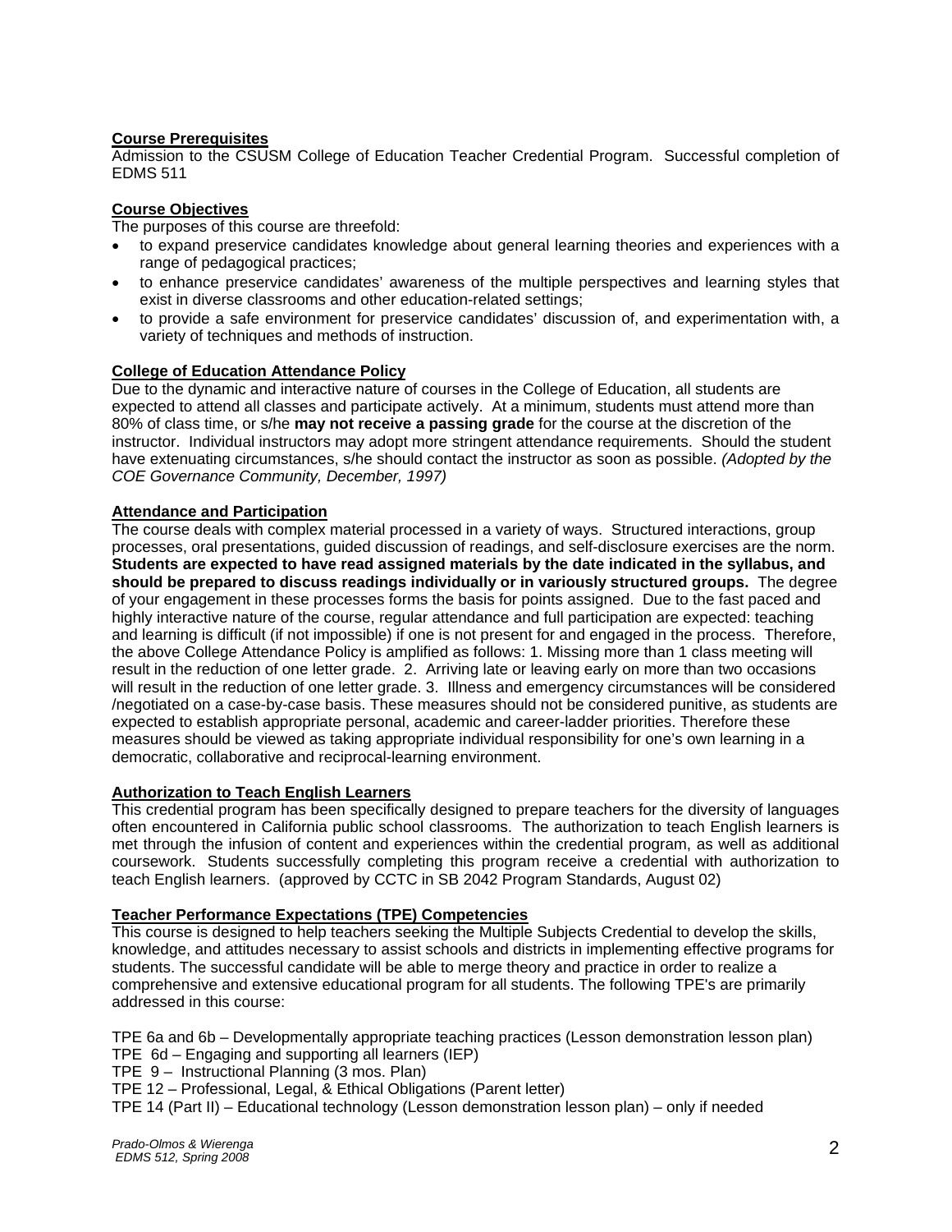**Course Prerequisites**

Admission to the CSUSM College of Education Teacher Credential Program. Successful completion of EDMS 511

**Course Objectives**

The purposes of this course are threefold:

- to expand preservice candidates knowledge about general learning theories and experiences with a range of pedagogical practices;
- to enhance preservice candidates' awareness of the multiple perspectives and learning styles that exist in diverse classrooms and other education-related settings;
- to provide a safe environment for preservice candidates' discussion of, and experimentation with, a variety of techniques and methods of instruction.

**College of Education Attendance Policy**

Due to the dynamic and interactive nature of courses in the College of Education, all students are expected to attend all classes and participate actively. At a minimum, students must attend more than 80% of class time, or s/he **may not receive a passing grade** for the course at the discretion of the instructor. Individual instructors may adopt more stringent attendance requirements. Should the student have extenuating circumstances, s/he should contact the instructor as soon as possible. *(Adopted by the COE Governance Community, December, 1997)*

**Attendance and Participation**

The course deals with complex material processed in a variety of ways. Structured interactions, group processes, oral presentations, guided discussion of readings, and self-disclosure exercises are the norm. **Students are expected to have read assigned materials by the date indicated in the syllabus, and should be prepared to discuss readings individually or in variously structured groups.** The degree of your engagement in these processes forms the basis for points assigned. Due to the fast paced and highly interactive nature of the course, regular attendance and full participation are expected: teaching and learning is difficult (if not impossible) if one is not present for and engaged in the process. Therefore, the above College Attendance Policy is amplified as follows: 1. Missing more than 1 class meeting will result in the reduction of one letter grade. 2. Arriving late or leaving early on more than two occasions will result in the reduction of one letter grade. 3. Illness and emergency circumstances will be considered /negotiated on a case-by-case basis. These measures should not be considered punitive, as students are expected to establish appropriate personal, academic and career-ladder priorities. Therefore these measures should be viewed as taking appropriate individual responsibility for one's own learning in a democratic, collaborative and reciprocal-learning environment.

**Authorization to Teach English Learners**

This credential program has been specifically designed to prepare teachers for the diversity of languages often encountered in California public school classrooms. The authorization to teach English learners is met through the infusion of content and experiences within the credential program, as well as additional coursework. Students successfully completing this program receive a credential with authorization to teach English learners. (approved by CCTC in SB 2042 Program Standards, August 02)

**Teacher Performance Expectations (TPE) Competencies**

This course is designed to help teachers seeking the Multiple Subjects Credential to develop the skills, knowledge, and attitudes necessary to assist schools and districts in implementing effective programs for students. The successful candidate will be able to merge theory and practice in order to realize a comprehensive and extensive educational program for all students. The following TPE's are primarily addressed in this course:

TPE 6a and 6b – Developmentally appropriate teaching practices (Lesson demonstration lesson plan)
TPE 6d – Engaging and supporting all learners (IEP)
TPE 9 – Instructional Planning (3 mos. Plan)
TPE 12 – Professional, Legal, & Ethical Obligations (Parent letter)
TPE 14 (Part II) – Educational technology (Lesson demonstration lesson plan) – only if needed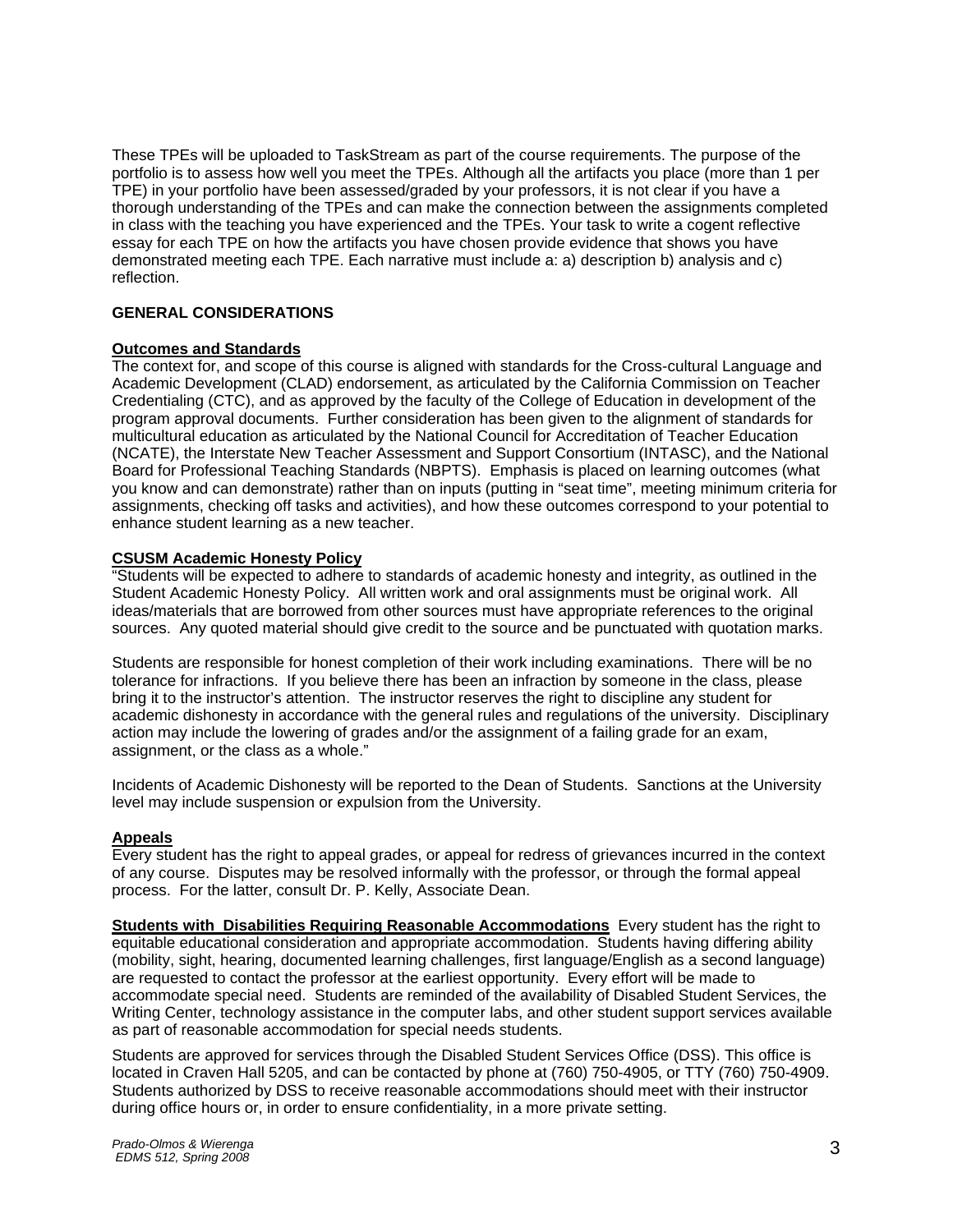These TPEs will be uploaded to TaskStream as part of the course requirements. The purpose of the portfolio is to assess how well you meet the TPEs. Although all the artifacts you place (more than 1 per TPE) in your portfolio have been assessed/graded by your professors, it is not clear if you have a thorough understanding of the TPEs and can make the connection between the assignments completed in class with the teaching you have experienced and the TPEs. Your task to write a cogent reflective essay for each TPE on how the artifacts you have chosen provide evidence that shows you have demonstrated meeting each TPE. Each narrative must include a: a) description b) analysis and c) reflection.

## GENERAL CONSIDERATIONS

### Outcomes and Standards

The context for, and scope of this course is aligned with standards for the Cross-cultural Language and Academic Development (CLAD) endorsement, as articulated by the California Commission on Teacher Credentialing (CTC), and as approved by the faculty of the College of Education in development of the program approval documents. Further consideration has been given to the alignment of standards for multicultural education as articulated by the National Council for Accreditation of Teacher Education (NCATE), the Interstate New Teacher Assessment and Support Consortium (INTASC), and the National Board for Professional Teaching Standards (NBPTS). Emphasis is placed on learning outcomes (what you know and can demonstrate) rather than on inputs (putting in "seat time", meeting minimum criteria for assignments, checking off tasks and activities), and how these outcomes correspond to your potential to enhance student learning as a new teacher.

### CSUSM Academic Honesty Policy

"Students will be expected to adhere to standards of academic honesty and integrity, as outlined in the Student Academic Honesty Policy. All written work and oral assignments must be original work. All ideas/materials that are borrowed from other sources must have appropriate references to the original sources. Any quoted material should give credit to the source and be punctuated with quotation marks.

Students are responsible for honest completion of their work including examinations. There will be no tolerance for infractions. If you believe there has been an infraction by someone in the class, please bring it to the instructor's attention. The instructor reserves the right to discipline any student for academic dishonesty in accordance with the general rules and regulations of the university. Disciplinary action may include the lowering of grades and/or the assignment of a failing grade for an exam, assignment, or the class as a whole."

Incidents of Academic Dishonesty will be reported to the Dean of Students. Sanctions at the University level may include suspension or expulsion from the University.

### Appeals

Every student has the right to appeal grades, or appeal for redress of grievances incurred in the context of any course. Disputes may be resolved informally with the professor, or through the formal appeal process. For the latter, consult Dr. P. Kelly, Associate Dean.

**Students with Disabilities Requiring Reasonable Accommodations** Every student has the right to equitable educational consideration and appropriate accommodation. Students having differing ability (mobility, sight, hearing, documented learning challenges, first language/English as a second language) are requested to contact the professor at the earliest opportunity. Every effort will be made to accommodate special need. Students are reminded of the availability of Disabled Student Services, the Writing Center, technology assistance in the computer labs, and other student support services available as part of reasonable accommodation for special needs students.

Students are approved for services through the Disabled Student Services Office (DSS). This office is located in Craven Hall 5205, and can be contacted by phone at (760) 750-4905, or TTY (760) 750-4909. Students authorized by DSS to receive reasonable accommodations should meet with their instructor during office hours or, in order to ensure confidentiality, in a more private setting.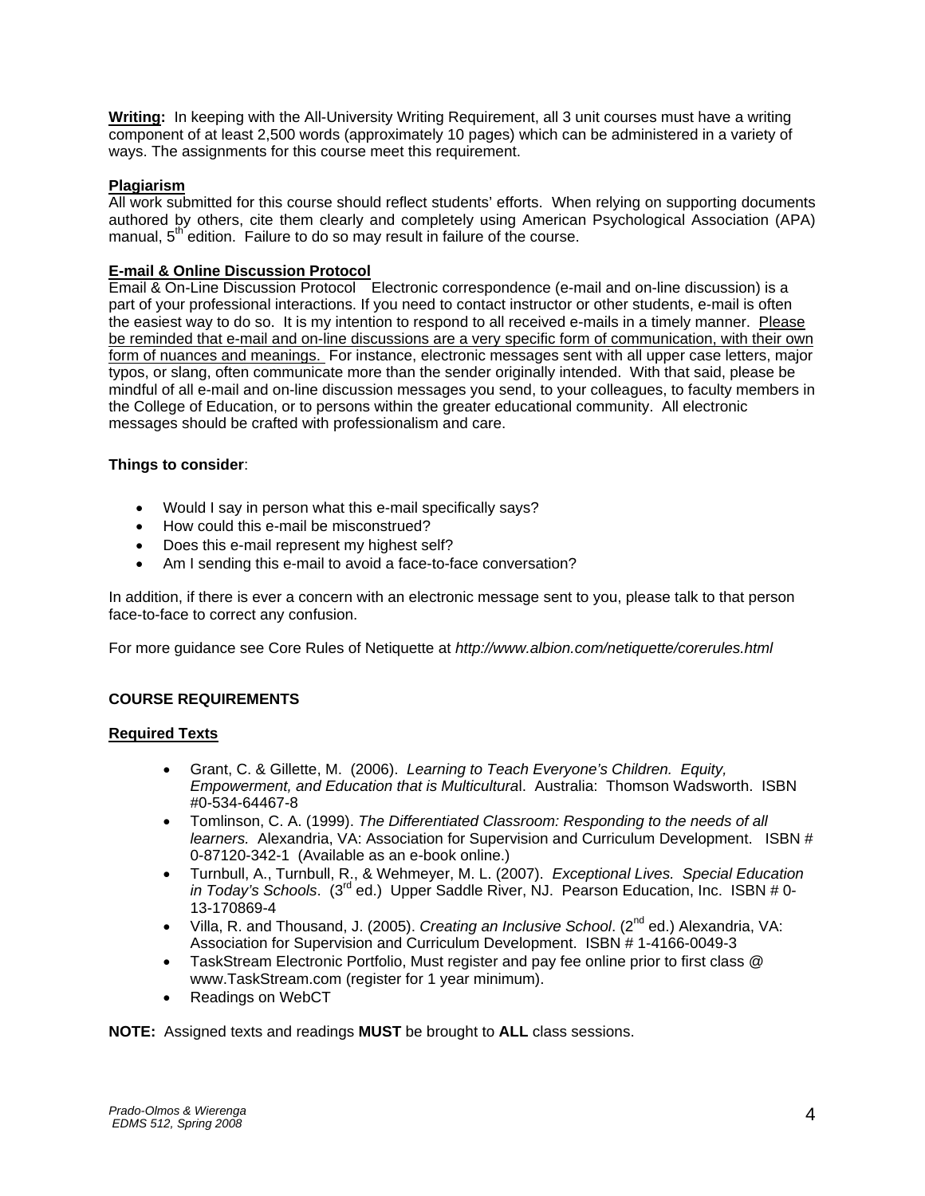**Writing:** In keeping with the All-University Writing Requirement, all 3 unit courses must have a writing component of at least 2,500 words (approximately 10 pages) which can be administered in a variety of ways. The assignments for this course meet this requirement.

**Plagiarism**

All work submitted for this course should reflect students' efforts. When relying on supporting documents authored by others, cite them clearly and completely using American Psychological Association (APA) manual, 5th edition. Failure to do so may result in failure of the course.

**E-mail & Online Discussion Protocol**

Email & On-Line Discussion Protocol Electronic correspondence (e-mail and on-line discussion) is a part of your professional interactions. If you need to contact instructor or other students, e-mail is often the easiest way to do so. It is my intention to respond to all received e-mails in a timely manner. Please be reminded that e-mail and on-line discussions are a very specific form of communication, with their own form of nuances and meanings. For instance, electronic messages sent with all upper case letters, major typos, or slang, often communicate more than the sender originally intended. With that said, please be mindful of all e-mail and on-line discussion messages you send, to your colleagues, to faculty members in the College of Education, or to persons within the greater educational community. All electronic messages should be crafted with professionalism and care.

**Things to consider**:

- Would I say in person what this e-mail specifically says?
- How could this e-mail be misconstrued?
- Does this e-mail represent my highest self?
- Am I sending this e-mail to avoid a face-to-face conversation?

In addition, if there is ever a concern with an electronic message sent to you, please talk to that person face-to-face to correct any confusion.

For more guidance see Core Rules of Netiquette at *http://www.albion.com/netiquette/corerules.html*

**COURSE REQUIREMENTS**

**Required Texts**

- Grant, C. & Gillette, M. (2006). *Learning to Teach Everyone's Children. Equity, Empowerment, and Education that is Multicultural*. Australia: Thomson Wadsworth. ISBN #0-534-64467-8
- Tomlinson, C. A. (1999). *The Differentiated Classroom: Responding to the needs of all learners.* Alexandria, VA: Association for Supervision and Curriculum Development. ISBN # 0-87120-342-1 (Available as an e-book online.)
- Turnbull, A., Turnbull, R., & Wehmeyer, M. L. (2007). *Exceptional Lives. Special Education in Today's Schools*. (3rd ed.) Upper Saddle River, NJ. Pearson Education, Inc. ISBN # 0-13-170869-4
- Villa, R. and Thousand, J. (2005). *Creating an Inclusive School*. (2nd ed.) Alexandria, VA: Association for Supervision and Curriculum Development. ISBN # 1-4166-0049-3
- TaskStream Electronic Portfolio, Must register and pay fee online prior to first class @ www.TaskStream.com (register for 1 year minimum).
- Readings on WebCT

**NOTE:** Assigned texts and readings **MUST** be brought to **ALL** class sessions.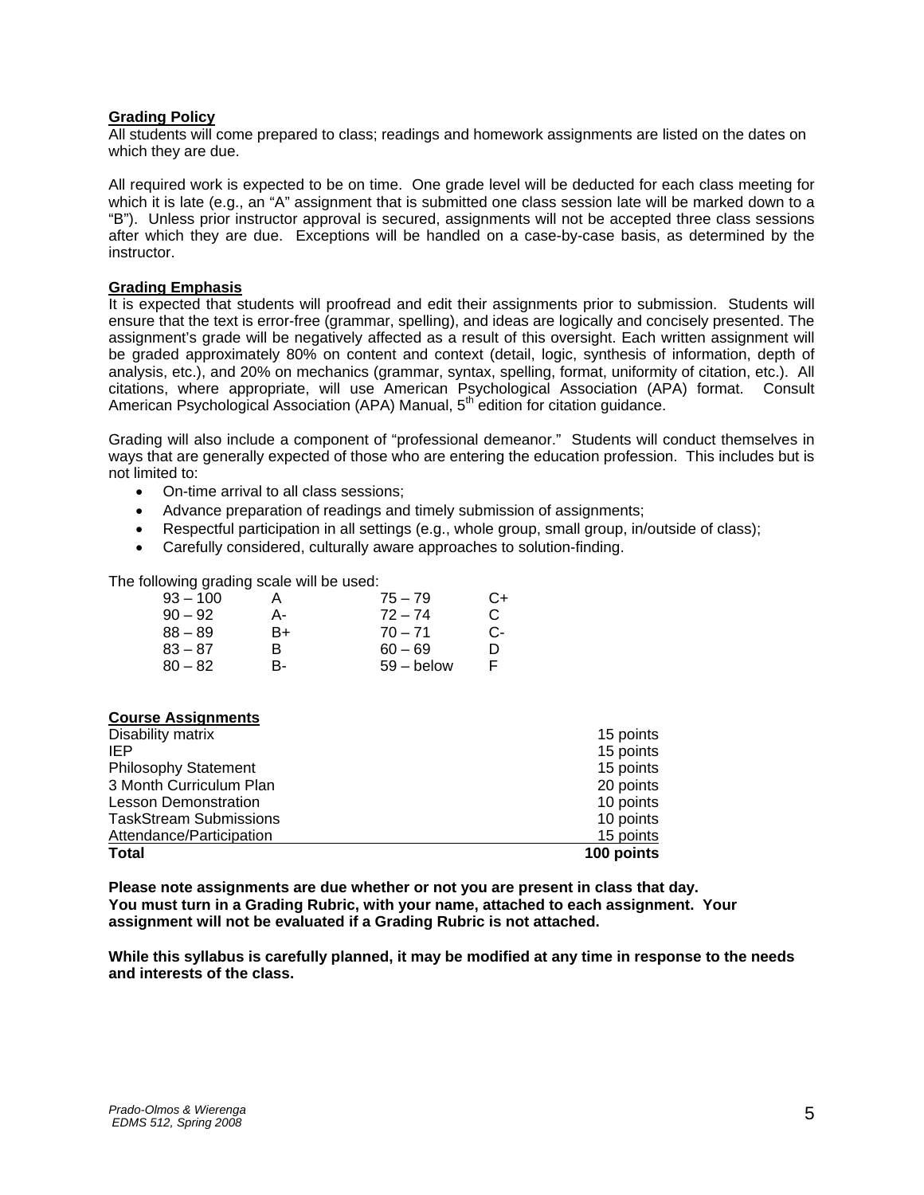**Grading Policy**

All students will come prepared to class; readings and homework assignments are listed on the dates on which they are due.

All required work is expected to be on time. One grade level will be deducted for each class meeting for which it is late (e.g., an "A" assignment that is submitted one class session late will be marked down to a "B"). Unless prior instructor approval is secured, assignments will not be accepted three class sessions after which they are due. Exceptions will be handled on a case-by-case basis, as determined by the instructor.

**Grading Emphasis**

It is expected that students will proofread and edit their assignments prior to submission. Students will ensure that the text is error-free (grammar, spelling), and ideas are logically and concisely presented. The assignment's grade will be negatively affected as a result of this oversight. Each written assignment will be graded approximately 80% on content and context (detail, logic, synthesis of information, depth of analysis, etc.), and 20% on mechanics (grammar, syntax, spelling, format, uniformity of citation, etc.). All citations, where appropriate, will use American Psychological Association (APA) format. Consult American Psychological Association (APA) Manual, 5th edition for citation guidance.

Grading will also include a component of "professional demeanor." Students will conduct themselves in ways that are generally expected of those who are entering the education profession. This includes but is not limited to:

- On-time arrival to all class sessions;
- Advance preparation of readings and timely submission of assignments;
- Respectful participation in all settings (e.g., whole group, small group, in/outside of class);
- Carefully considered, culturally aware approaches to solution-finding.

The following grading scale will be used:

| | | | |
|---|---|---|---|
| 93 – 100 | A | 75 – 79 | C+ |
| 90 – 92 | A- | 72 – 74 | C |
| 88 – 89 | B+ | 70 – 71 | C- |
| 83 – 87 | B | 60 – 69 | D |
| 80 – 82 | B- | 59 – below | F |

**Course Assignments**

| | |
|---|---|
| Disability matrix | 15 points |
| IEP | 15 points |
| Philosophy Statement | 15 points |
| 3 Month Curriculum Plan | 20 points |
| Lesson Demonstration | 10 points |
| TaskStream Submissions | 10 points |
| Attendance/Participation | 15 points |
| **Total** | **100 points** |

**Please note assignments are due whether or not you are present in class that day. You must turn in a Grading Rubric, with your name, attached to each assignment. Your assignment will not be evaluated if a Grading Rubric is not attached.**

**While this syllabus is carefully planned, it may be modified at any time in response to the needs and interests of the class.**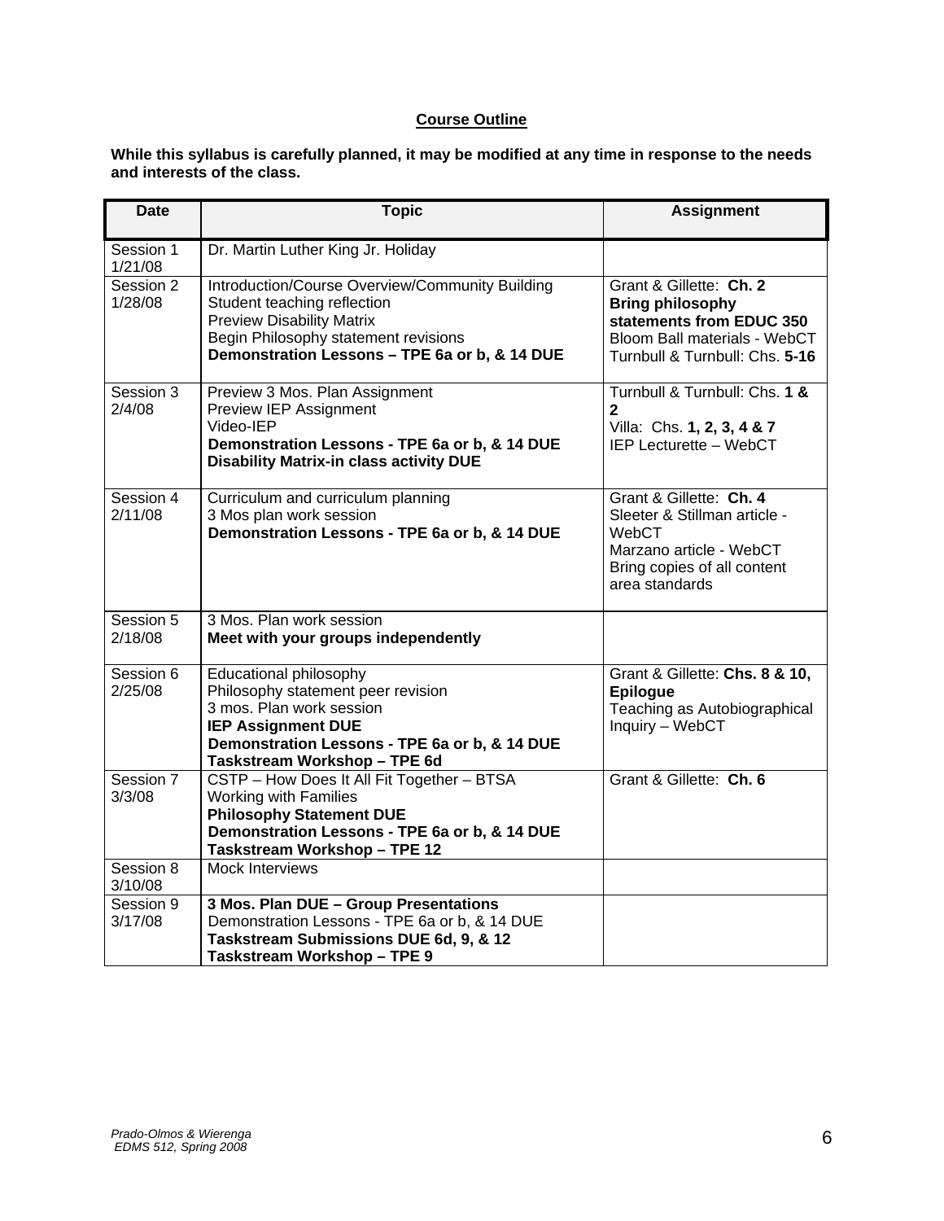## Course Outline

**While this syllabus is carefully planned, it may be modified at any time in response to the needs and interests of the class.**

| Date | Topic | Assignment |
|---|---|---|
| Session 1 1/21/08 | Dr. Martin Luther King Jr. Holiday | |
| Session 2 1/28/08 | Introduction/Course Overview/Community Building<br>Student teaching reflection<br>Preview Disability Matrix<br>Begin Philosophy statement revisions<br>**Demonstration Lessons – TPE 6a or b, & 14 DUE** | Grant & Gillette: **Ch. 2**<br>**Bring philosophy statements from EDUC 350**<br>Bloom Ball materials - WebCT<br>Turnbull & Turnbull: Chs. **5-16** |
| Session 3 2/4/08 | Preview 3 Mos. Plan Assignment<br>Preview IEP Assignment<br>Video-IEP<br>**Demonstration Lessons - TPE 6a or b, & 14 DUE**<br>**Disability Matrix-in class activity DUE** | Turnbull & Turnbull: Chs. **1 & 2**<br>Villa: Chs. **1, 2, 3, 4 & 7**<br>IEP Lecturette – WebCT |
| Session 4 2/11/08 | Curriculum and curriculum planning<br>3 Mos plan work session<br>**Demonstration Lessons - TPE 6a or b, & 14 DUE** | Grant & Gillette: **Ch. 4**<br>Sleeter & Stillman article - WebCT<br>Marzano article - WebCT<br>Bring copies of all content area standards |
| Session 5 2/18/08 | 3 Mos. Plan work session<br>**Meet with your groups independently** | |
| Session 6 2/25/08 | Educational philosophy<br>Philosophy statement peer revision<br>3 mos. Plan work session<br>**IEP Assignment DUE**<br>**Demonstration Lessons - TPE 6a or b, & 14 DUE**<br>**Taskstream Workshop – TPE 6d** | Grant & Gillette: **Chs. 8 & 10, Epilogue**<br>Teaching as Autobiographical Inquiry – WebCT |
| Session 7 3/3/08 | CSTP – How Does It All Fit Together – BTSA<br>Working with Families<br>**Philosophy Statement DUE**<br>**Demonstration Lessons - TPE 6a or b, & 14 DUE**<br>**Taskstream Workshop – TPE 12** | Grant & Gillette: **Ch. 6** |
| Session 8 3/10/08 | Mock Interviews | |
| Session 9 3/17/08 | **3 Mos. Plan DUE – Group Presentations**<br>Demonstration Lessons - TPE 6a or b, & 14 DUE<br>**Taskstream Submissions DUE 6d, 9, & 12**<br>**Taskstream Workshop – TPE 9** | |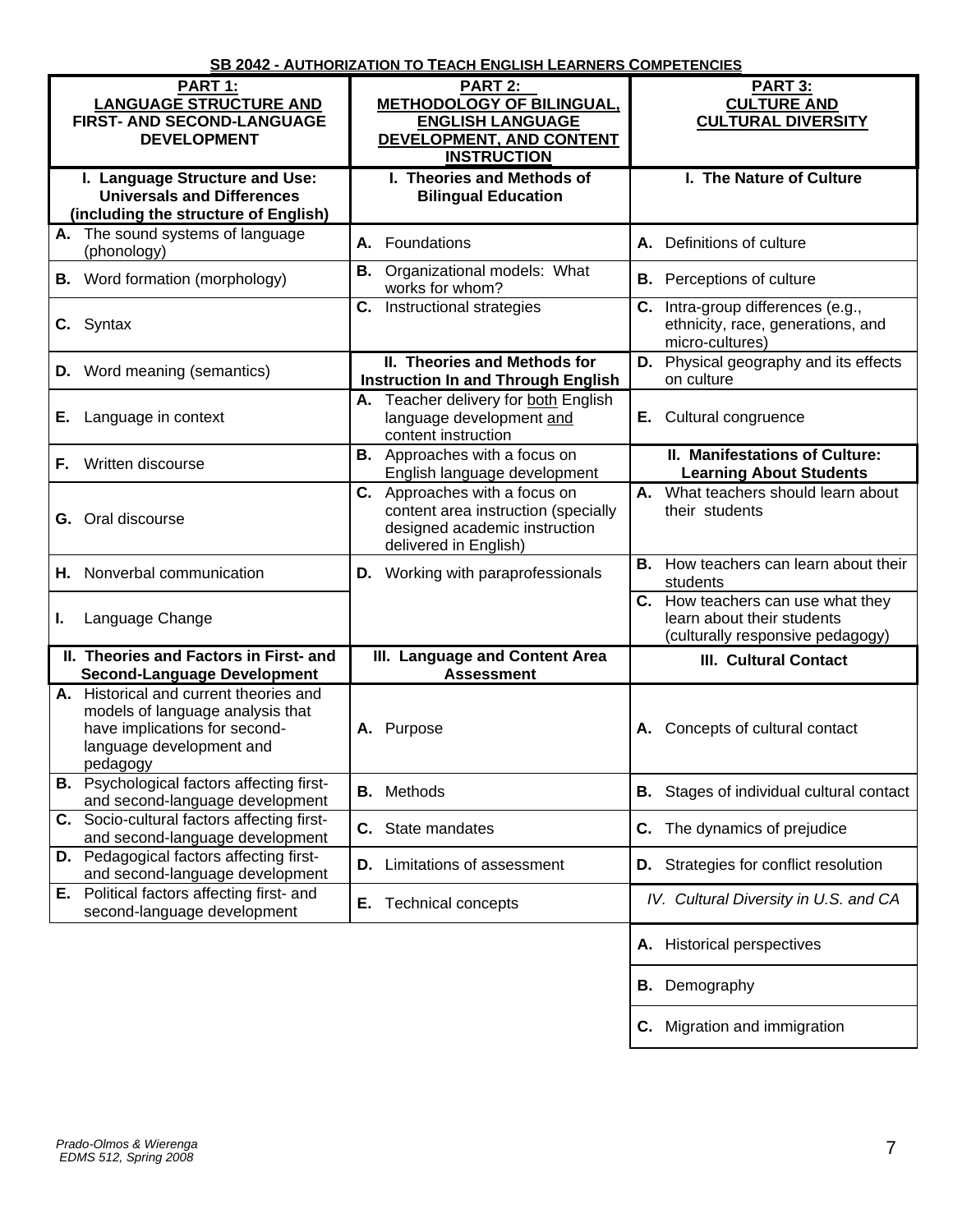**SB 2042 - AUTHORIZATION TO TEACH ENGLISH LEARNERS COMPETENCIES**

| **PART 1: LANGUAGE STRUCTURE AND FIRST- AND SECOND-LANGUAGE DEVELOPMENT** | **PART 2: METHODOLOGY OF BILINGUAL, ENGLISH LANGUAGE DEVELOPMENT, AND CONTENT INSTRUCTION** | **PART 3: CULTURE AND CULTURAL DIVERSITY** |
|---|---|---|
| **I. Language Structure and Use: Universals and Differences (including the structure of English)** | **I. Theories and Methods of Bilingual Education** | **I. The Nature of Culture** |
| **A.** The sound systems of language (phonology) | **A.** Foundations | **A.** Definitions of culture |
| **B.** Word formation (morphology) | **B.** Organizational models: What works for whom? | **B.** Perceptions of culture |
| **C.** Syntax | **C.** Instructional strategies | **C.** Intra-group differences (e.g., ethnicity, race, generations, and micro-cultures) |
| **D.** Word meaning (semantics) | **II. Theories and Methods for Instruction In and Through English** | **D.** Physical geography and its effects on culture |
| **E.** Language in context | **A.** Teacher delivery for both English language development and content instruction | **E.** Cultural congruence |
| **F.** Written discourse | **B.** Approaches with a focus on English language development | **II. Manifestations of Culture: Learning About Students** |
| **G.** Oral discourse | **C.** Approaches with a focus on content area instruction (specially designed academic instruction delivered in English) | **A.** What teachers should learn about their students |
| **H.** Nonverbal communication | **D.** Working with paraprofessionals | **B.** How teachers can learn about their students |
| **I.** Language Change | | **C.** How teachers can use what they learn about their students (culturally responsive pedagogy) |
| **II. Theories and Factors in First- and Second-Language Development** | **III. Language and Content Area Assessment** | **III. Cultural Contact** |
| **A.** Historical and current theories and models of language analysis that have implications for second-language development and pedagogy | **A.** Purpose | **A.** Concepts of cultural contact |
| **B.** Psychological factors affecting first- and second-language development | **B.** Methods | **B.** Stages of individual cultural contact |
| **C.** Socio-cultural factors affecting first- and second-language development | **C.** State mandates | **C.** The dynamics of prejudice |
| **D.** Pedagogical factors affecting first- and second-language development | **D.** Limitations of assessment | **D.** Strategies for conflict resolution |
| **E.** Political factors affecting first- and second-language development | **E.** Technical concepts | *IV. Cultural Diversity in U.S. and CA* |
| | | **A.** Historical perspectives |
| | | **B.** Demography |
| | | **C.** Migration and immigration |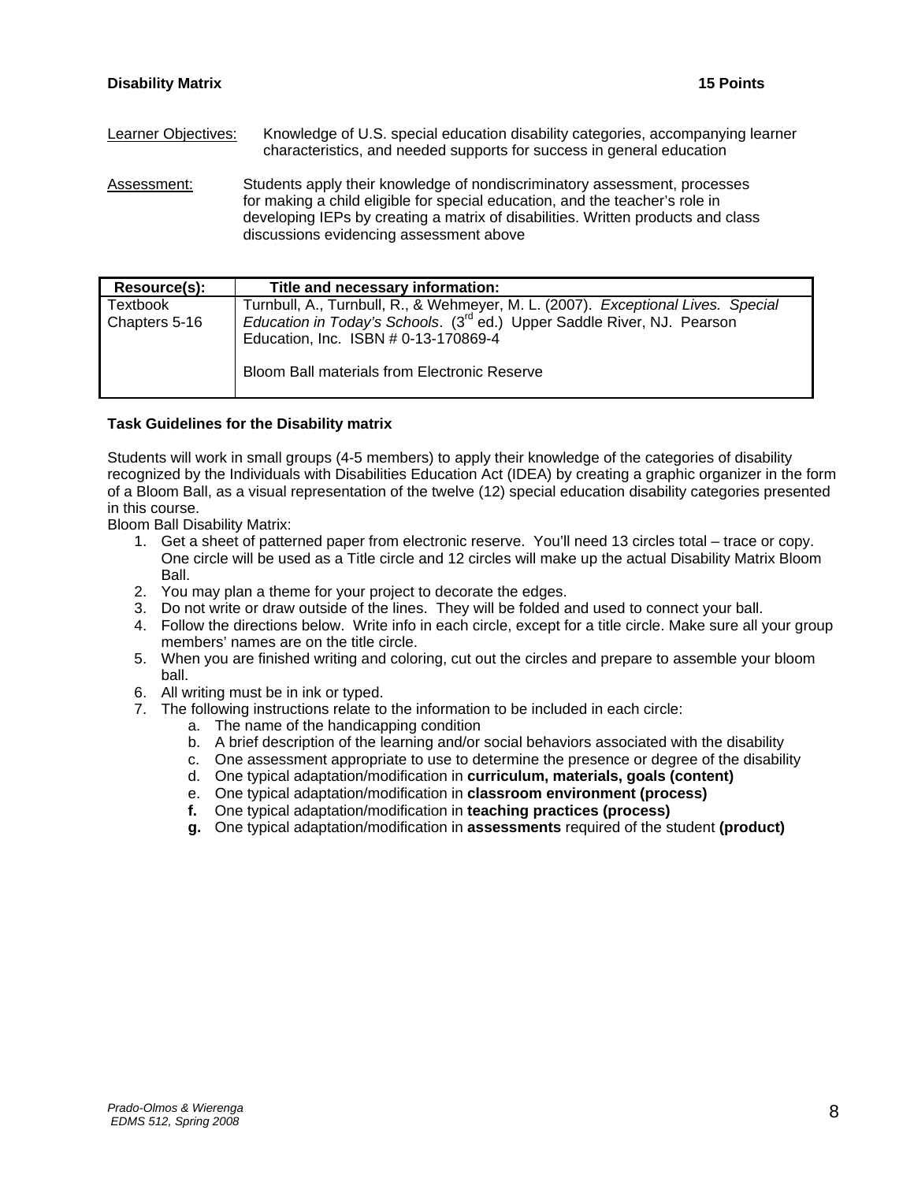**Disability Matrix** **15 Points**

Learner Objectives: Knowledge of U.S. special education disability categories, accompanying learner characteristics, and needed supports for success in general education

Assessment: Students apply their knowledge of nondiscriminatory assessment, processes for making a child eligible for special education, and the teacher's role in developing IEPs by creating a matrix of disabilities. Written products and class discussions evidencing assessment above

| Resource(s): | Title and necessary information: |
|---|---|
| Textbook Chapters 5-16 | Turnbull, A., Turnbull, R., & Wehmeyer, M. L. (2007). *Exceptional Lives. Special Education in Today's Schools*. (3rd ed.) Upper Saddle River, NJ. Pearson Education, Inc. ISBN # 0-13-170869-4<br><br>Bloom Ball materials from Electronic Reserve |

**Task Guidelines for the Disability matrix**

Students will work in small groups (4-5 members) to apply their knowledge of the categories of disability recognized by the Individuals with Disabilities Education Act (IDEA) by creating a graphic organizer in the form of a Bloom Ball, as a visual representation of the twelve (12) special education disability categories presented in this course.

Bloom Ball Disability Matrix:

1. Get a sheet of patterned paper from electronic reserve. You'll need 13 circles total – trace or copy. One circle will be used as a Title circle and 12 circles will make up the actual Disability Matrix Bloom Ball.
2. You may plan a theme for your project to decorate the edges.
3. Do not write or draw outside of the lines. They will be folded and used to connect your ball.
4. Follow the directions below. Write info in each circle, except for a title circle. Make sure all your group members' names are on the title circle.
5. When you are finished writing and coloring, cut out the circles and prepare to assemble your bloom ball.
6. All writing must be in ink or typed.
7. The following instructions relate to the information to be included in each circle:
   a. The name of the handicapping condition
   b. A brief description of the learning and/or social behaviors associated with the disability
   c. One assessment appropriate to use to determine the presence or degree of the disability
   d. One typical adaptation/modification in **curriculum, materials, goals (content)**
   e. One typical adaptation/modification in **classroom environment (process)**
   **f.** One typical adaptation/modification in **teaching practices (process)**
   **g.** One typical adaptation/modification in **assessments** required of the student **(product)**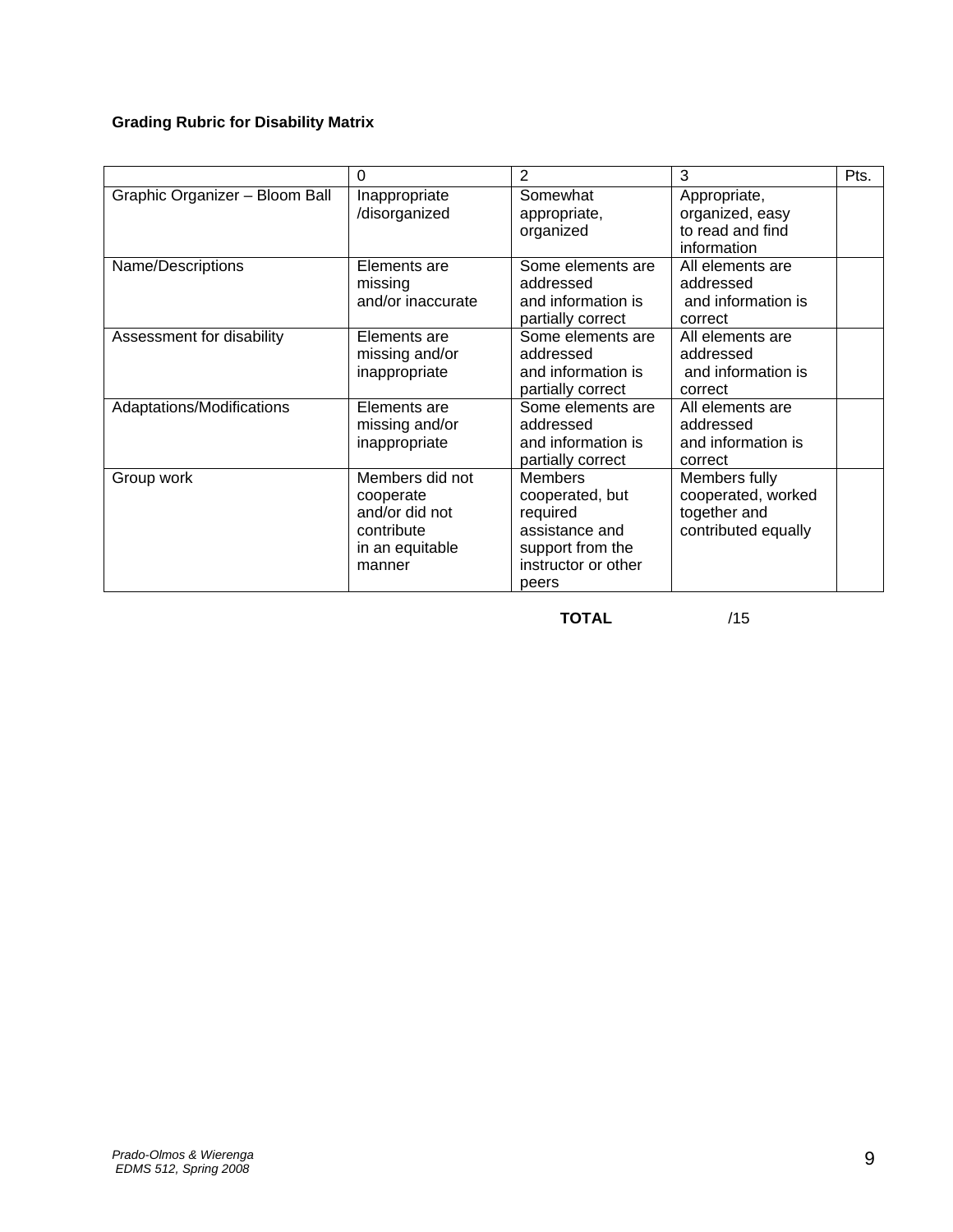**Grading Rubric for Disability Matrix**

| | 0 | 2 | 3 | Pts. |
|---|---|---|---|---|
| Graphic Organizer – Bloom Ball | Inappropriate /disorganized | Somewhat appropriate, organized | Appropriate, organized, easy to read and find information | |
| Name/Descriptions | Elements are missing and/or inaccurate | Some elements are addressed and information is partially correct | All elements are addressed and information is correct | |
| Assessment for disability | Elements are missing and/or inappropriate | Some elements are addressed and information is partially correct | All elements are addressed and information is correct | |
| Adaptations/Modifications | Elements are missing and/or inappropriate | Some elements are addressed and information is partially correct | All elements are addressed and information is correct | |
| Group work | Members did not cooperate and/or did not contribute in an equitable manner | Members cooperated, but required assistance and support from the instructor or other peers | Members fully cooperated, worked together and contributed equally | |

**TOTAL** /15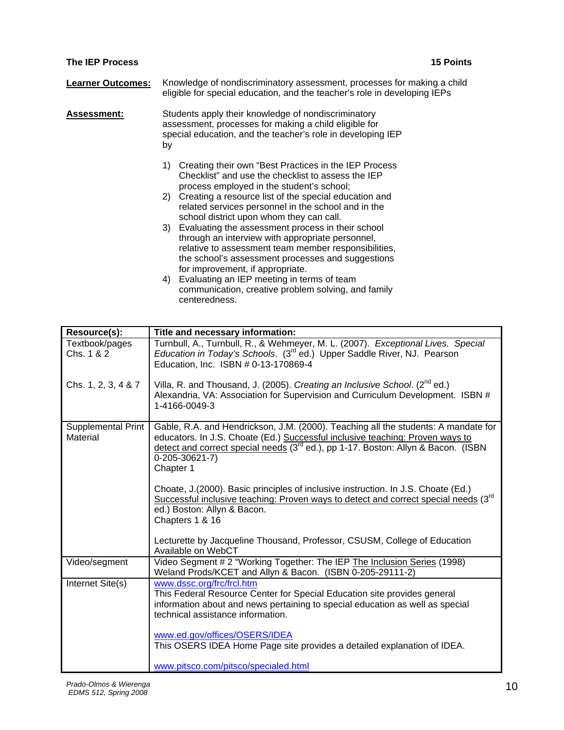**The IEP Process** **15 Points**

**Learner Outcomes:** Knowledge of nondiscriminatory assessment, processes for making a child eligible for special education, and the teacher's role in developing IEPs

**Assessment:** Students apply their knowledge of nondiscriminatory assessment, processes for making a child eligible for special education, and the teacher's role in developing IEP by

1) Creating their own "Best Practices in the IEP Process Checklist" and use the checklist to assess the IEP process employed in the student's school;
2) Creating a resource list of the special education and related services personnel in the school and in the school district upon whom they can call.
3) Evaluating the assessment process in their school through an interview with appropriate personnel, relative to assessment team member responsibilities, the school's assessment processes and suggestions for improvement, if appropriate.
4) Evaluating an IEP meeting in terms of team communication, creative problem solving, and family centeredness.

| Resource(s): | Title and necessary information: |
|---|---|
| Textbook/pages Chs. 1 & 2 | Turnbull, A., Turnbull, R., & Wehmeyer, M. L. (2007). *Exceptional Lives. Special Education in Today's Schools*. (3rd ed.) Upper Saddle River, NJ. Pearson Education, Inc. ISBN # 0-13-170869-4 |
| Chs. 1, 2, 3, 4 & 7 | Villa, R. and Thousand, J. (2005). *Creating an Inclusive School*. (2nd ed.) Alexandria, VA: Association for Supervision and Curriculum Development. ISBN # 1-4166-0049-3 |
| Supplemental Print Material | Gable, R.A. and Hendrickson, J.M. (2000). Teaching all the students: A mandate for educators. In J.S. Choate (Ed.) Successful inclusive teaching: Proven ways to detect and correct special needs (3rd ed.), pp 1-17. Boston: Allyn & Bacon. (ISBN 0-205-30621-7) Chapter 1<br><br>Choate, J.(2000). Basic principles of inclusive instruction. In J.S. Choate (Ed.) Successful inclusive teaching: Proven ways to detect and correct special needs (3rd ed.) Boston: Allyn & Bacon. Chapters 1 & 16<br><br>Lecturette by Jacqueline Thousand, Professor, CSUSM, College of Education Available on WebCT |
| Video/segment | Video Segment # 2 "Working Together: The IEP The Inclusion Series (1998) Weland Prods/KCET and Allyn & Bacon. (ISBN 0-205-29111-2) |
| Internet Site(s) | www.dssc.org/frc/frcl.htm<br>This Federal Resource Center for Special Education site provides general information about and news pertaining to special education as well as special technical assistance information.<br><br>www.ed.gov/offices/OSERS/IDEA<br>This OSERS IDEA Home Page site provides a detailed explanation of IDEA.<br><br>www.pitsco.com/pitsco/specialed.html |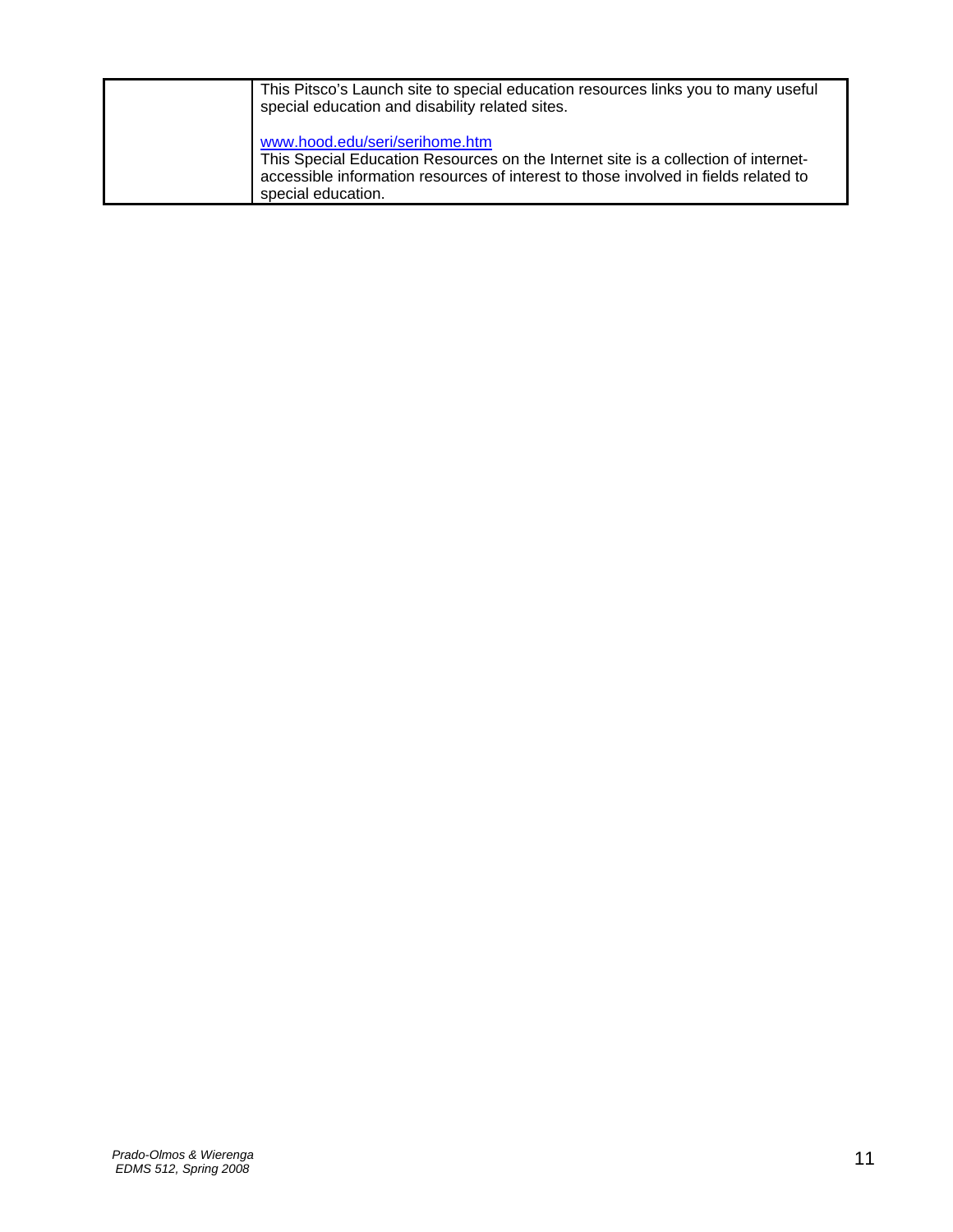|  |  |
| --- | --- |
|  | This Pitsco's Launch site to special education resources links you to many useful special education and disability related sites.<br><br>www.hood.edu/seri/serihome.htm<br>This Special Education Resources on the Internet site is a collection of internet-accessible information resources of interest to those involved in fields related to special education. |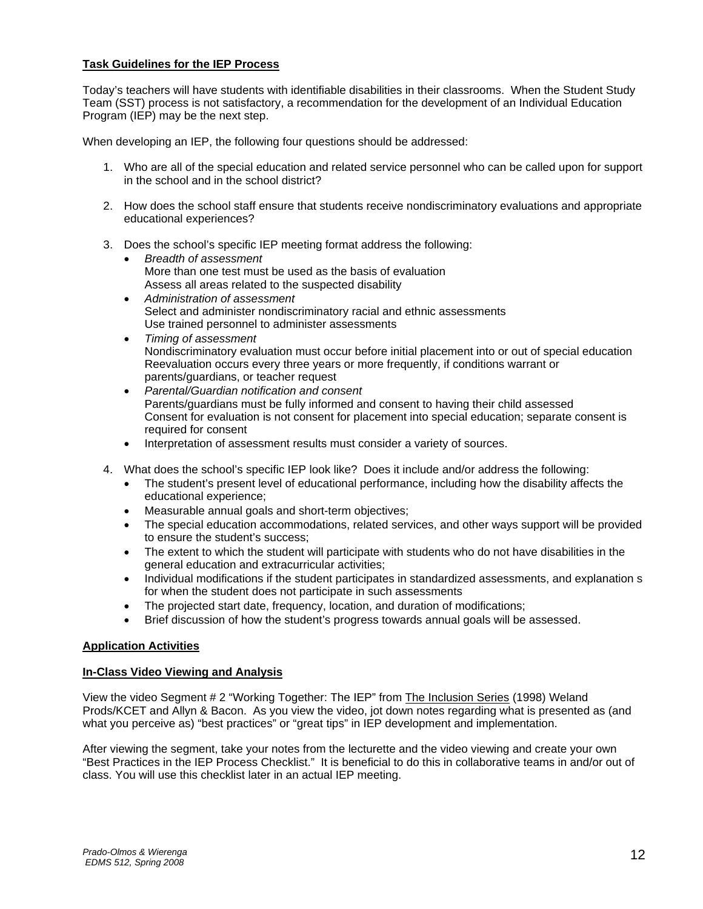**Task Guidelines for the IEP Process**

Today's teachers will have students with identifiable disabilities in their classrooms. When the Student Study Team (SST) process is not satisfactory, a recommendation for the development of an Individual Education Program (IEP) may be the next step.

When developing an IEP, the following four questions should be addressed:

1. Who are all of the special education and related service personnel who can be called upon for support in the school and in the school district?

2. How does the school staff ensure that students receive nondiscriminatory evaluations and appropriate educational experiences?

3. Does the school's specific IEP meeting format address the following:
   - *Breadth of assessment*
     More than one test must be used as the basis of evaluation
     Assess all areas related to the suspected disability
   - *Administration of assessment*
     Select and administer nondiscriminatory racial and ethnic assessments
     Use trained personnel to administer assessments
   - *Timing of assessment*
     Nondiscriminatory evaluation must occur before initial placement into or out of special education
     Reevaluation occurs every three years or more frequently, if conditions warrant or parents/guardians, or teacher request
   - *Parental/Guardian notification and consent*
     Parents/guardians must be fully informed and consent to having their child assessed
     Consent for evaluation is not consent for placement into special education; separate consent is required for consent
   - Interpretation of assessment results must consider a variety of sources.

4. What does the school's specific IEP look like? Does it include and/or address the following:
   - The student's present level of educational performance, including how the disability affects the educational experience;
   - Measurable annual goals and short-term objectives;
   - The special education accommodations, related services, and other ways support will be provided to ensure the student's success;
   - The extent to which the student will participate with students who do not have disabilities in the general education and extracurricular activities;
   - Individual modifications if the student participates in standardized assessments, and explanation s for when the student does not participate in such assessments
   - The projected start date, frequency, location, and duration of modifications;
   - Brief discussion of how the student's progress towards annual goals will be assessed.

**Application Activities**

**In-Class Video Viewing and Analysis**

View the video Segment # 2 "Working Together: The IEP" from The Inclusion Series (1998) Weland Prods/KCET and Allyn & Bacon. As you view the video, jot down notes regarding what is presented as (and what you perceive as) "best practices" or "great tips" in IEP development and implementation.

After viewing the segment, take your notes from the lecturette and the video viewing and create your own "Best Practices in the IEP Process Checklist." It is beneficial to do this in collaborative teams in and/or out of class. You will use this checklist later in an actual IEP meeting.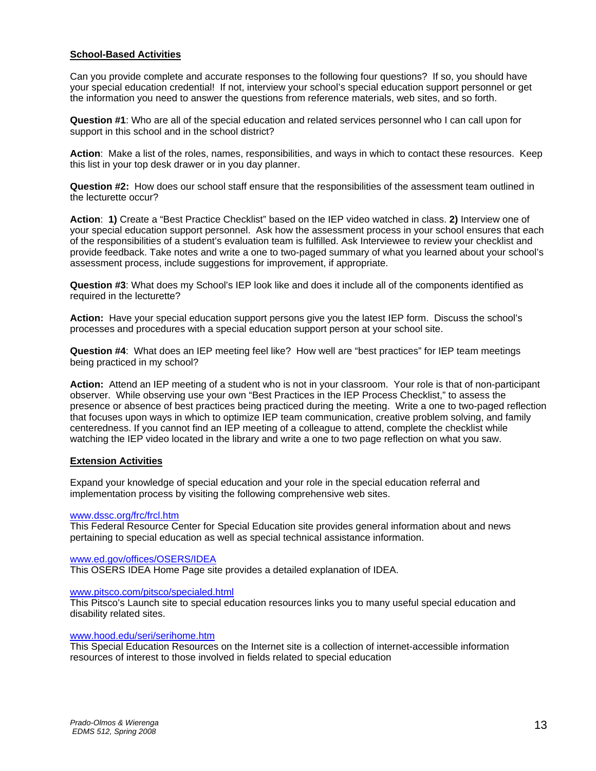**School-Based Activities**

Can you provide complete and accurate responses to the following four questions? If so, you should have your special education credential! If not, interview your school's special education support personnel or get the information you need to answer the questions from reference materials, web sites, and so forth.

**Question #1**: Who are all of the special education and related services personnel who I can call upon for support in this school and in the school district?

**Action**: Make a list of the roles, names, responsibilities, and ways in which to contact these resources. Keep this list in your top desk drawer or in you day planner.

**Question #2:** How does our school staff ensure that the responsibilities of the assessment team outlined in the lecturette occur?

**Action**: **1)** Create a "Best Practice Checklist" based on the IEP video watched in class. **2)** Interview one of your special education support personnel. Ask how the assessment process in your school ensures that each of the responsibilities of a student's evaluation team is fulfilled. Ask Interviewee to review your checklist and provide feedback. Take notes and write a one to two-paged summary of what you learned about your school's assessment process, include suggestions for improvement, if appropriate.

**Question #3**: What does my School's IEP look like and does it include all of the components identified as required in the lecturette?

**Action:** Have your special education support persons give you the latest IEP form. Discuss the school's processes and procedures with a special education support person at your school site.

**Question #4**: What does an IEP meeting feel like? How well are "best practices" for IEP team meetings being practiced in my school?

**Action:** Attend an IEP meeting of a student who is not in your classroom. Your role is that of non-participant observer. While observing use your own "Best Practices in the IEP Process Checklist," to assess the presence or absence of best practices being practiced during the meeting. Write a one to two-paged reflection that focuses upon ways in which to optimize IEP team communication, creative problem solving, and family centeredness. If you cannot find an IEP meeting of a colleague to attend, complete the checklist while watching the IEP video located in the library and write a one to two page reflection on what you saw.

**Extension Activities**

Expand your knowledge of special education and your role in the special education referral and implementation process by visiting the following comprehensive web sites.

www.dssc.org/frc/frcl.htm
This Federal Resource Center for Special Education site provides general information about and news pertaining to special education as well as special technical assistance information.

www.ed.gov/offices/OSERS/IDEA
This OSERS IDEA Home Page site provides a detailed explanation of IDEA.

www.pitsco.com/pitsco/specialed.html
This Pitsco's Launch site to special education resources links you to many useful special education and disability related sites.

www.hood.edu/seri/serihome.htm
This Special Education Resources on the Internet site is a collection of internet-accessible information resources of interest to those involved in fields related to special education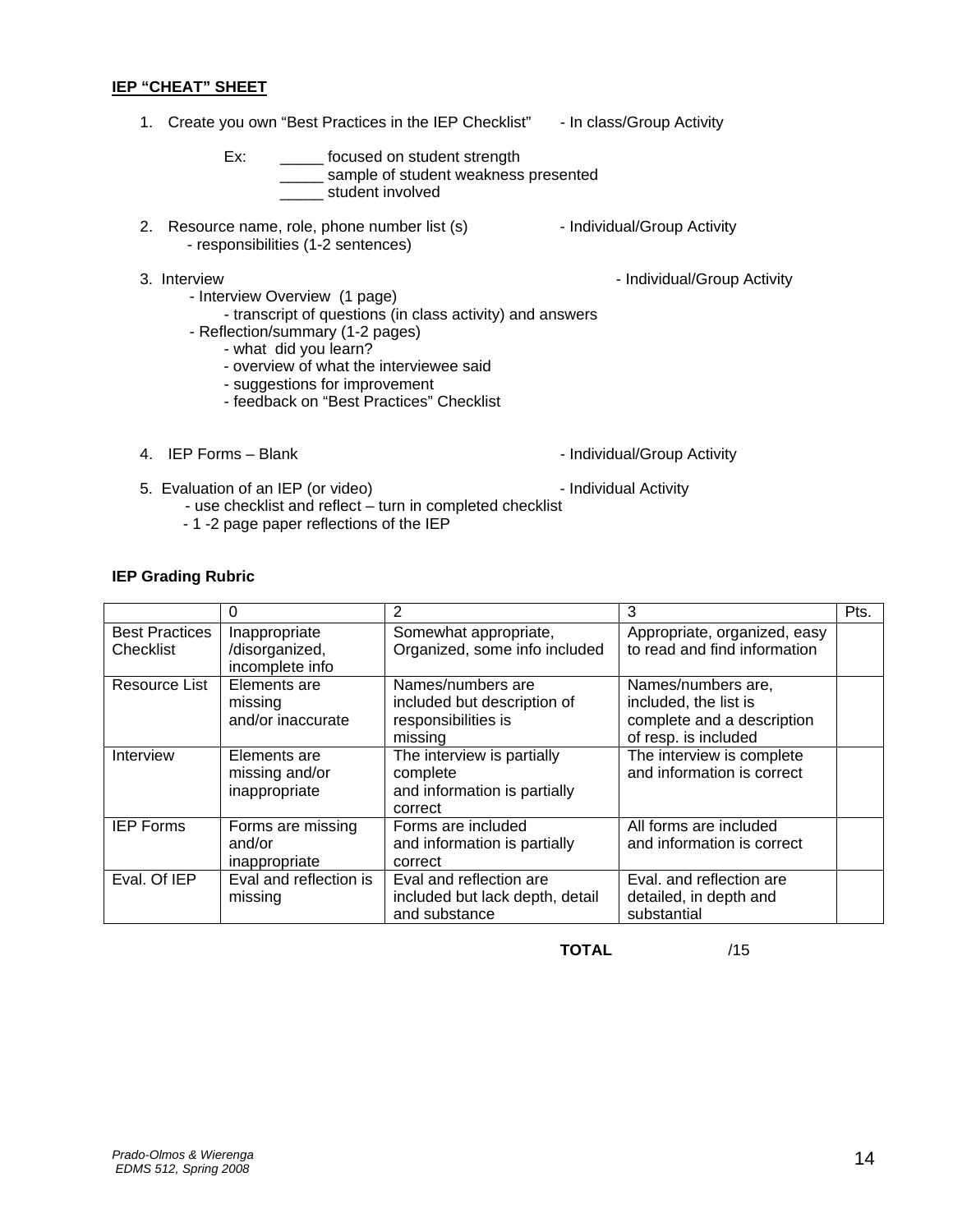**IEP "CHEAT" SHEET**

1. Create you own "Best Practices in the IEP Checklist" - In class/Group Activity

   Ex: _____ focused on student strength
   _____ sample of student weakness presented
   _____ student involved

2. Resource name, role, phone number list (s) - Individual/Group Activity
   - responsibilities (1-2 sentences)

3. Interview - Individual/Group Activity
   - Interview Overview (1 page)
     - transcript of questions (in class activity) and answers
   - Reflection/summary (1-2 pages)
     - what did you learn?
     - overview of what the interviewee said
     - suggestions for improvement
     - feedback on "Best Practices" Checklist

4. IEP Forms – Blank - Individual/Group Activity

5. Evaluation of an IEP (or video) - Individual Activity
   - use checklist and reflect – turn in completed checklist
   - 1 -2 page paper reflections of the IEP

**IEP Grading Rubric**

| | 0 | 2 | 3 | Pts. |
|---|---|---|---|---|
| Best Practices Checklist | Inappropriate /disorganized, incomplete info | Somewhat appropriate, Organized, some info included | Appropriate, organized, easy to read and find information | |
| Resource List | Elements are missing and/or inaccurate | Names/numbers are included but description of responsibilities is missing | Names/numbers are, included, the list is complete and a description of resp. is included | |
| Interview | Elements are missing and/or inappropriate | The interview is partially complete and information is partially correct | The interview is complete and information is correct | |
| IEP Forms | Forms are missing and/or inappropriate | Forms are included and information is partially correct | All forms are included and information is correct | |
| Eval. Of IEP | Eval and reflection is missing | Eval and reflection are included but lack depth, detail and substance | Eval. and reflection are detailed, in depth and substantial | |

**TOTAL** /15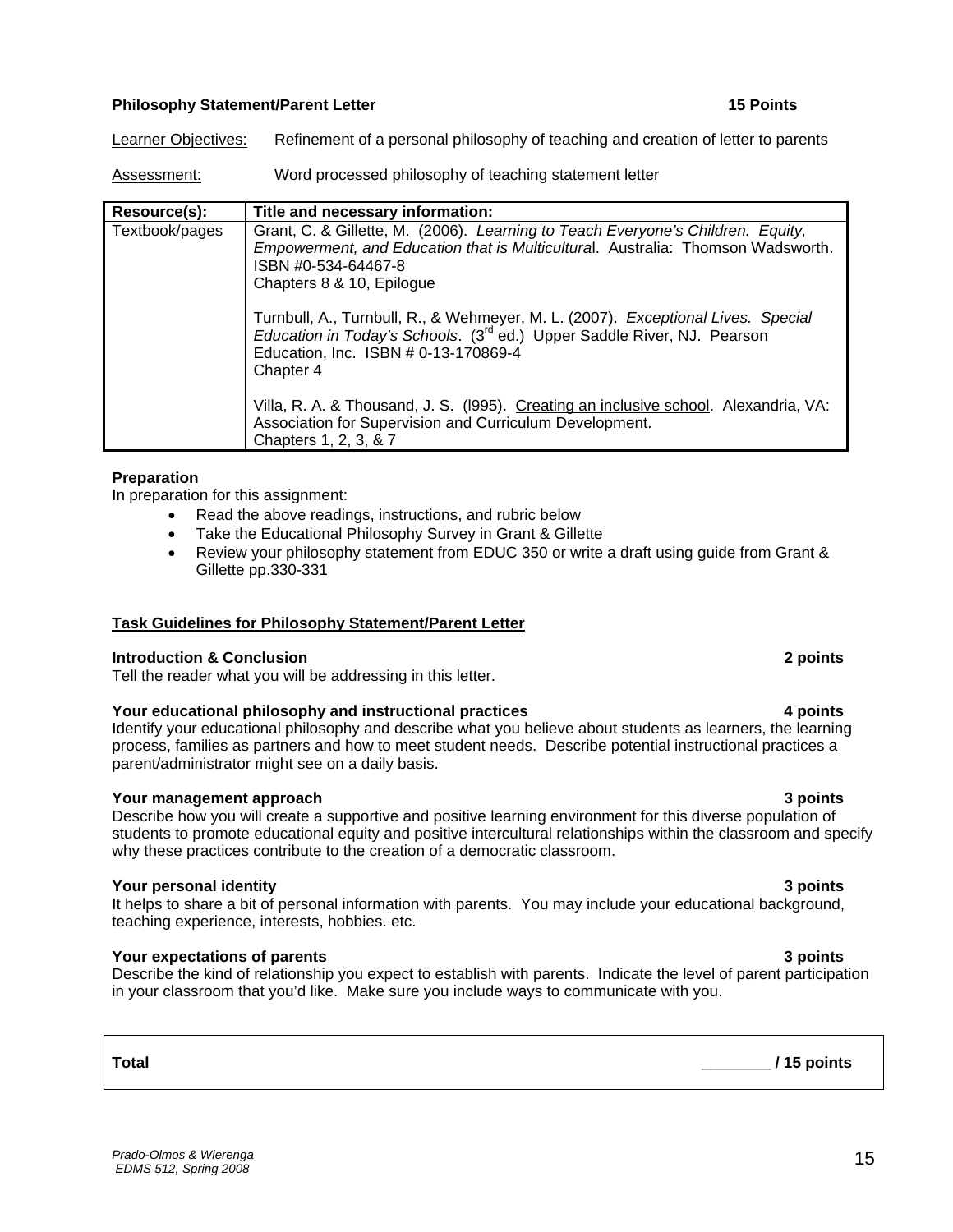**Philosophy Statement/Parent Letter** **15 Points**

Learner Objectives: Refinement of a personal philosophy of teaching and creation of letter to parents

Assessment: Word processed philosophy of teaching statement letter

| Resource(s): | Title and necessary information: |
|---|---|
| Textbook/pages | Grant, C. & Gillette, M. (2006). *Learning to Teach Everyone's Children. Equity, Empowerment, and Education that is Multicultural*. Australia: Thomson Wadsworth. ISBN #0-534-64467-8<br>Chapters 8 & 10, Epilogue<br><br>Turnbull, A., Turnbull, R., & Wehmeyer, M. L. (2007). *Exceptional Lives. Special Education in Today's Schools*. (3rd ed.) Upper Saddle River, NJ. Pearson Education, Inc. ISBN # 0-13-170869-4<br>Chapter 4<br><br>Villa, R. A. & Thousand, J. S. (l995). Creating an inclusive school. Alexandria, VA: Association for Supervision and Curriculum Development.<br>Chapters 1, 2, 3, & 7 |

**Preparation**

In preparation for this assignment:

- Read the above readings, instructions, and rubric below
- Take the Educational Philosophy Survey in Grant & Gillette
- Review your philosophy statement from EDUC 350 or write a draft using guide from Grant & Gillette pp.330-331

**Task Guidelines for Philosophy Statement/Parent Letter**

**Introduction & Conclusion** **2 points**

Tell the reader what you will be addressing in this letter.

**Your educational philosophy and instructional practices** **4 points**

Identify your educational philosophy and describe what you believe about students as learners, the learning process, families as partners and how to meet student needs. Describe potential instructional practices a parent/administrator might see on a daily basis.

**Your management approach** **3 points**

Describe how you will create a supportive and positive learning environment for this diverse population of students to promote educational equity and positive intercultural relationships within the classroom and specify why these practices contribute to the creation of a democratic classroom.

**Your personal identity** **3 points**

It helps to share a bit of personal information with parents. You may include your educational background, teaching experience, interests, hobbies. etc.

**Your expectations of parents** **3 points**

Describe the kind of relationship you expect to establish with parents. Indicate the level of parent participation in your classroom that you'd like. Make sure you include ways to communicate with you.

| **Total** | **________ / 15 points** |
|---|---|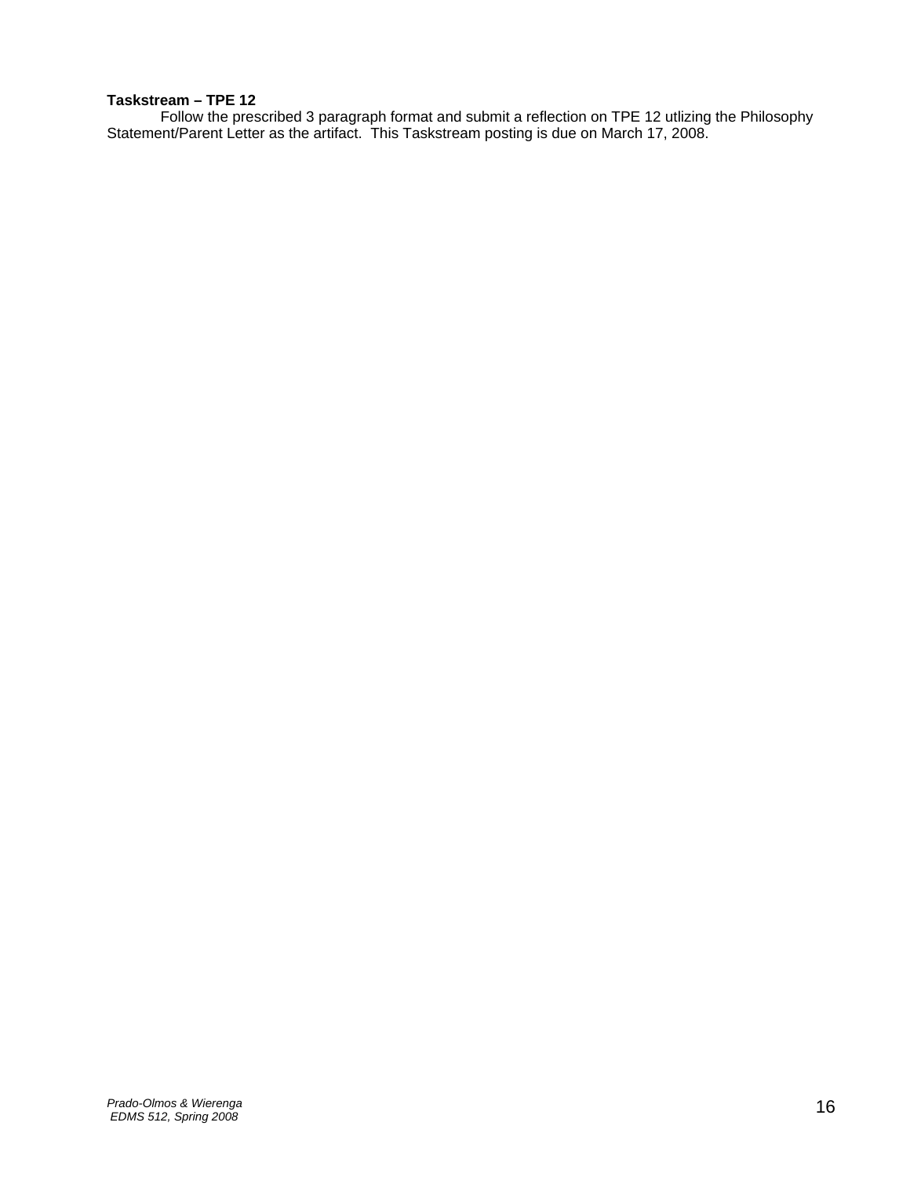**Taskstream – TPE 12**

Follow the prescribed 3 paragraph format and submit a reflection on TPE 12 utlizing the Philosophy Statement/Parent Letter as the artifact. This Taskstream posting is due on March 17, 2008.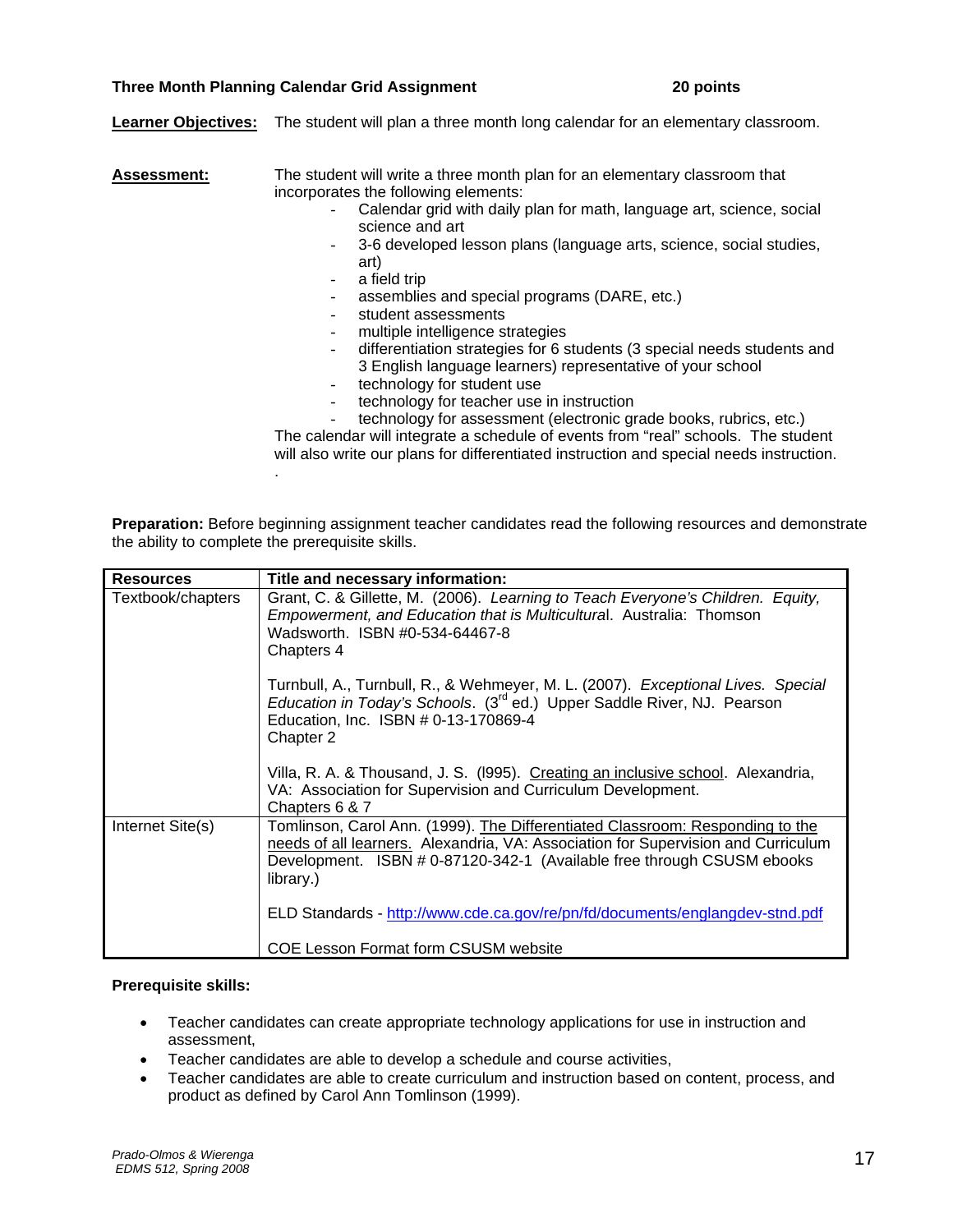**Three Month Planning Calendar Grid Assignment** **20 points**

**Learner Objectives:** The student will plan a three month long calendar for an elementary classroom.

**Assessment:** The student will write a three month plan for an elementary classroom that incorporates the following elements:

- Calendar grid with daily plan for math, language art, science, social science and art
- 3-6 developed lesson plans (language arts, science, social studies, art)
- a field trip
- assemblies and special programs (DARE, etc.)
- student assessments
- multiple intelligence strategies
- differentiation strategies for 6 students (3 special needs students and 3 English language learners) representative of your school
- technology for student use
- technology for teacher use in instruction
- technology for assessment (electronic grade books, rubrics, etc.)

The calendar will integrate a schedule of events from "real" schools. The student will also write our plans for differentiated instruction and special needs instruction.

.

**Preparation:** Before beginning assignment teacher candidates read the following resources and demonstrate the ability to complete the prerequisite skills.

| Resources | Title and necessary information: |
|---|---|
| Textbook/chapters | Grant, C. & Gillette, M. (2006). *Learning to Teach Everyone's Children. Equity, Empowerment, and Education that is Multicultura*l. Australia: Thomson Wadsworth. ISBN #0-534-64467-8<br>Chapters 4<br><br>Turnbull, A., Turnbull, R., & Wehmeyer, M. L. (2007). *Exceptional Lives. Special Education in Today's Schools*. (3rd ed.) Upper Saddle River, NJ. Pearson Education, Inc. ISBN # 0-13-170869-4<br>Chapter 2<br><br>Villa, R. A. & Thousand, J. S. (l995). Creating an inclusive school. Alexandria, VA: Association for Supervision and Curriculum Development.<br>Chapters 6 & 7 |
| Internet Site(s) | Tomlinson, Carol Ann. (1999). The Differentiated Classroom: Responding to the needs of all learners. Alexandria, VA: Association for Supervision and Curriculum Development. ISBN # 0-87120-342-1 (Available free through CSUSM ebooks library.)<br><br>ELD Standards - http://www.cde.ca.gov/re/pn/fd/documents/englangdev-stnd.pdf<br><br>COE Lesson Format form CSUSM website |

**Prerequisite skills:**

- Teacher candidates can create appropriate technology applications for use in instruction and assessment,
- Teacher candidates are able to develop a schedule and course activities,
- Teacher candidates are able to create curriculum and instruction based on content, process, and product as defined by Carol Ann Tomlinson (1999).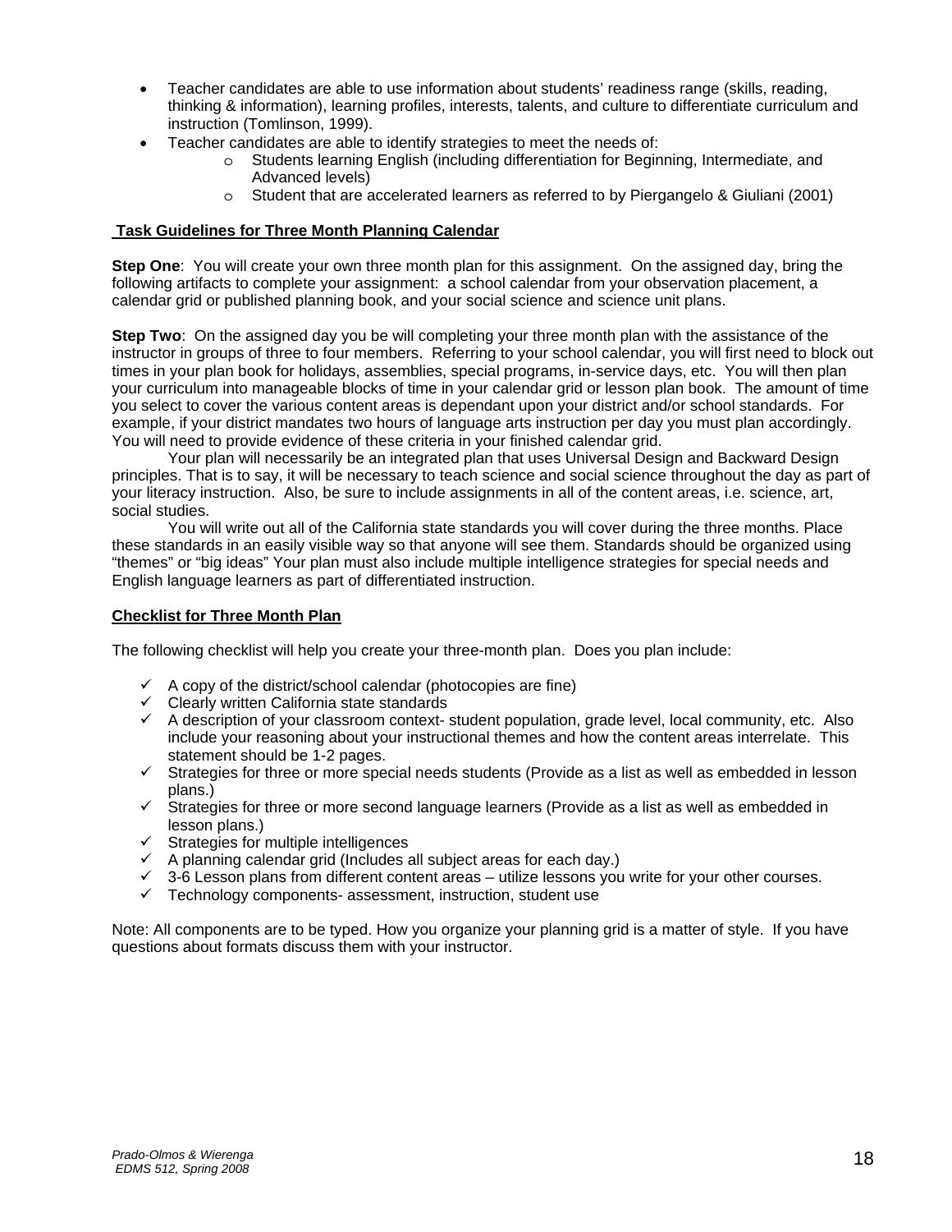- Teacher candidates are able to use information about students' readiness range (skills, reading, thinking & information), learning profiles, interests, talents, and culture to differentiate curriculum and instruction (Tomlinson, 1999).
- Teacher candidates are able to identify strategies to meet the needs of:
  - Students learning English (including differentiation for Beginning, Intermediate, and Advanced levels)
  - Student that are accelerated learners as referred to by Piergangelo & Giuliani (2001)

**Task Guidelines for Three Month Planning Calendar**

**Step One**: You will create your own three month plan for this assignment. On the assigned day, bring the following artifacts to complete your assignment: a school calendar from your observation placement, a calendar grid or published planning book, and your social science and science unit plans.

**Step Two**: On the assigned day you be will completing your three month plan with the assistance of the instructor in groups of three to four members. Referring to your school calendar, you will first need to block out times in your plan book for holidays, assemblies, special programs, in-service days, etc. You will then plan your curriculum into manageable blocks of time in your calendar grid or lesson plan book. The amount of time you select to cover the various content areas is dependant upon your district and/or school standards. For example, if your district mandates two hours of language arts instruction per day you must plan accordingly. You will need to provide evidence of these criteria in your finished calendar grid.

Your plan will necessarily be an integrated plan that uses Universal Design and Backward Design principles. That is to say, it will be necessary to teach science and social science throughout the day as part of your literacy instruction. Also, be sure to include assignments in all of the content areas, i.e. science, art, social studies.

You will write out all of the California state standards you will cover during the three months. Place these standards in an easily visible way so that anyone will see them. Standards should be organized using "themes" or "big ideas" Your plan must also include multiple intelligence strategies for special needs and English language learners as part of differentiated instruction.

**Checklist for Three Month Plan**

The following checklist will help you create your three-month plan. Does you plan include:

- ✓ A copy of the district/school calendar (photocopies are fine)
- ✓ Clearly written California state standards
- ✓ A description of your classroom context- student population, grade level, local community, etc. Also include your reasoning about your instructional themes and how the content areas interrelate. This statement should be 1-2 pages.
- ✓ Strategies for three or more special needs students (Provide as a list as well as embedded in lesson plans.)
- ✓ Strategies for three or more second language learners (Provide as a list as well as embedded in lesson plans.)
- ✓ Strategies for multiple intelligences
- ✓ A planning calendar grid (Includes all subject areas for each day.)
- ✓ 3-6 Lesson plans from different content areas – utilize lessons you write for your other courses.
- ✓ Technology components- assessment, instruction, student use

Note: All components are to be typed. How you organize your planning grid is a matter of style. If you have questions about formats discuss them with your instructor.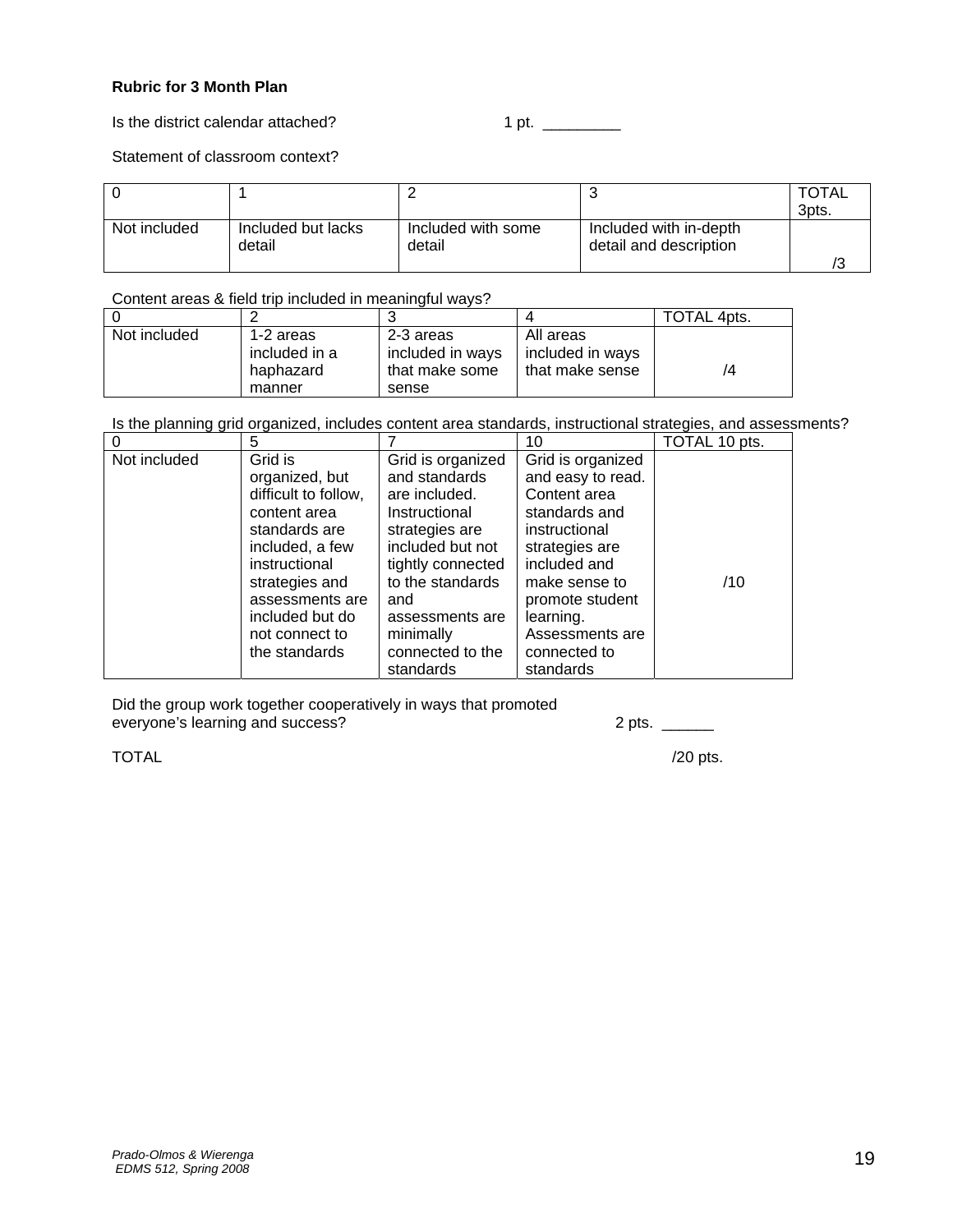**Rubric for 3 Month Plan**

Is the district calendar attached? 1 pt. _________

Statement of classroom context?

| 0 | 1 | 2 | 3 | TOTAL 3pts. |
|---|---|---|---|---|
| Not included | Included but lacks detail | Included with some detail | Included with in-depth detail and description | /3 |

Content areas & field trip included in meaningful ways?

| 0 | 2 | 3 | 4 | TOTAL 4pts. |
|---|---|---|---|---|
| Not included | 1-2 areas included in a haphazard manner | 2-3 areas included in ways that make some sense | All areas included in ways that make sense | /4 |

Is the planning grid organized, includes content area standards, instructional strategies, and assessments?

| 0 | 5 | 7 | 10 | TOTAL 10 pts. |
|---|---|---|---|---|
| Not included | Grid is organized, but difficult to follow, content area standards are included, a few instructional strategies and assessments are included but do not connect to the standards | Grid is organized and standards are included. Instructional strategies are included but not tightly connected to the standards and assessments are minimally connected to the standards | Grid is organized and easy to read. Content area standards and instructional strategies are included and make sense to promote student learning. Assessments are connected to standards | /10 |

Did the group work together cooperatively in ways that promoted everyone's learning and success? 2 pts. ______

TOTAL /20 pts.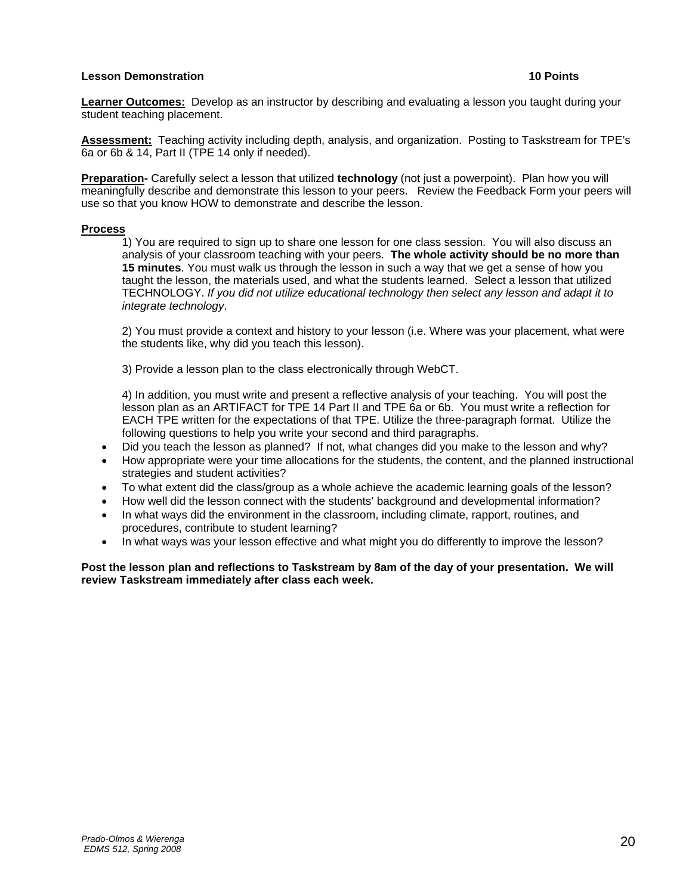**Lesson Demonstration** **10 Points**

**Learner Outcomes:** Develop as an instructor by describing and evaluating a lesson you taught during your student teaching placement.

**Assessment:** Teaching activity including depth, analysis, and organization. Posting to Taskstream for TPE's 6a or 6b & 14, Part II (TPE 14 only if needed).

**Preparation-** Carefully select a lesson that utilized **technology** (not just a powerpoint). Plan how you will meaningfully describe and demonstrate this lesson to your peers. Review the Feedback Form your peers will use so that you know HOW to demonstrate and describe the lesson.

**Process**

1) You are required to sign up to share one lesson for one class session. You will also discuss an analysis of your classroom teaching with your peers. **The whole activity should be no more than 15 minutes**. You must walk us through the lesson in such a way that we get a sense of how you taught the lesson, the materials used, and what the students learned. Select a lesson that utilized TECHNOLOGY. *If you did not utilize educational technology then select any lesson and adapt it to integrate technology*.

2) You must provide a context and history to your lesson (i.e. Where was your placement, what were the students like, why did you teach this lesson).

3) Provide a lesson plan to the class electronically through WebCT.

4) In addition, you must write and present a reflective analysis of your teaching. You will post the lesson plan as an ARTIFACT for TPE 14 Part II and TPE 6a or 6b. You must write a reflection for EACH TPE written for the expectations of that TPE. Utilize the three-paragraph format. Utilize the following questions to help you write your second and third paragraphs.

- Did you teach the lesson as planned? If not, what changes did you make to the lesson and why?
- How appropriate were your time allocations for the students, the content, and the planned instructional strategies and student activities?
- To what extent did the class/group as a whole achieve the academic learning goals of the lesson?
- How well did the lesson connect with the students' background and developmental information?
- In what ways did the environment in the classroom, including climate, rapport, routines, and procedures, contribute to student learning?
- In what ways was your lesson effective and what might you do differently to improve the lesson?

**Post the lesson plan and reflections to Taskstream by 8am of the day of your presentation. We will review Taskstream immediately after class each week.**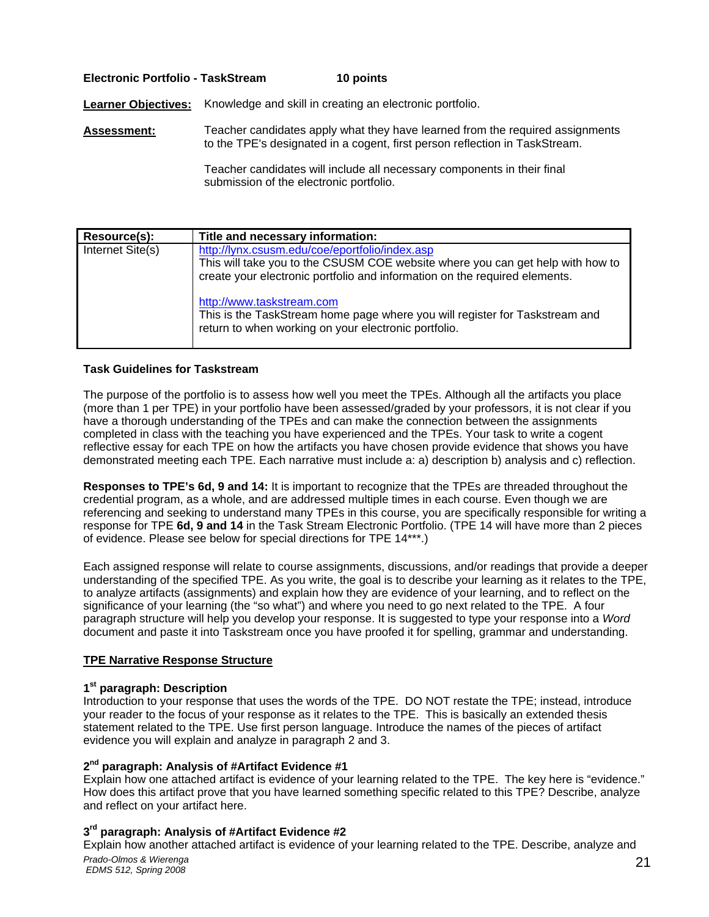**Electronic Portfolio - TaskStream** **10 points**

**Learner Objectives:** Knowledge and skill in creating an electronic portfolio.

**Assessment:** Teacher candidates apply what they have learned from the required assignments to the TPE's designated in a cogent, first person reflection in TaskStream.

Teacher candidates will include all necessary components in their final submission of the electronic portfolio.

| Resource(s): | Title and necessary information: |
|---|---|
| Internet Site(s) | http://lynx.csusm.edu/coe/eportfolio/index.asp This will take you to the CSUSM COE website where you can get help with how to create your electronic portfolio and information on the required elements. http://www.taskstream.com This is the TaskStream home page where you will register for Taskstream and return to when working on your electronic portfolio. |

**Task Guidelines for Taskstream**

The purpose of the portfolio is to assess how well you meet the TPEs. Although all the artifacts you place (more than 1 per TPE) in your portfolio have been assessed/graded by your professors, it is not clear if you have a thorough understanding of the TPEs and can make the connection between the assignments completed in class with the teaching you have experienced and the TPEs. Your task to write a cogent reflective essay for each TPE on how the artifacts you have chosen provide evidence that shows you have demonstrated meeting each TPE. Each narrative must include a: a) description b) analysis and c) reflection.

**Responses to TPE's 6d, 9 and 14:** It is important to recognize that the TPEs are threaded throughout the credential program, as a whole, and are addressed multiple times in each course. Even though we are referencing and seeking to understand many TPEs in this course, you are specifically responsible for writing a response for TPE **6d, 9 and 14** in the Task Stream Electronic Portfolio. (TPE 14 will have more than 2 pieces of evidence. Please see below for special directions for TPE 14***.)

Each assigned response will relate to course assignments, discussions, and/or readings that provide a deeper understanding of the specified TPE. As you write, the goal is to describe your learning as it relates to the TPE, to analyze artifacts (assignments) and explain how they are evidence of your learning, and to reflect on the significance of your learning (the "so what") and where you need to go next related to the TPE. A four paragraph structure will help you develop your response. It is suggested to type your response into a *Word* document and paste it into Taskstream once you have proofed it for spelling, grammar and understanding.

**TPE Narrative Response Structure**

**1st paragraph: Description**
Introduction to your response that uses the words of the TPE. DO NOT restate the TPE; instead, introduce your reader to the focus of your response as it relates to the TPE. This is basically an extended thesis statement related to the TPE. Use first person language. Introduce the names of the pieces of artifact evidence you will explain and analyze in paragraph 2 and 3.

**2nd paragraph: Analysis of #Artifact Evidence #1**
Explain how one attached artifact is evidence of your learning related to the TPE. The key here is "evidence." How does this artifact prove that you have learned something specific related to this TPE? Describe, analyze and reflect on your artifact here.

**3rd paragraph: Analysis of #Artifact Evidence #2**
Explain how another attached artifact is evidence of your learning related to the TPE. Describe, analyze and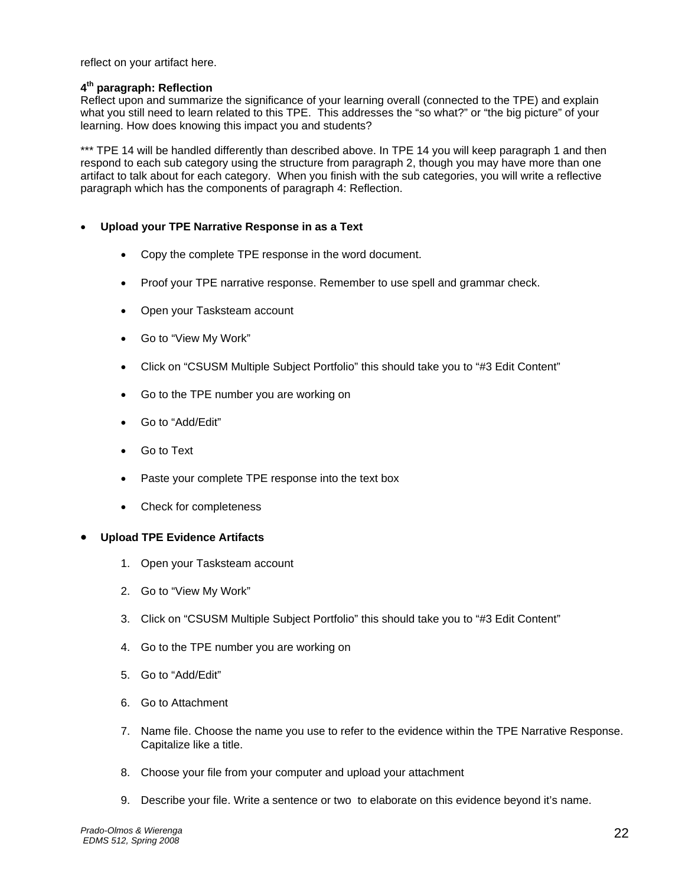reflect on your artifact here.

**4th paragraph: Reflection**
Reflect upon and summarize the significance of your learning overall (connected to the TPE) and explain what you still need to learn related to this TPE. This addresses the "so what?" or "the big picture" of your learning. How does knowing this impact you and students?

*** TPE 14 will be handled differently than described above. In TPE 14 you will keep paragraph 1 and then respond to each sub category using the structure from paragraph 2, though you may have more than one artifact to talk about for each category. When you finish with the sub categories, you will write a reflective paragraph which has the components of paragraph 4: Reflection.

- **Upload your TPE Narrative Response in as a Text**
  - Copy the complete TPE response in the word document.
  - Proof your TPE narrative response. Remember to use spell and grammar check.
  - Open your Tasksteam account
  - Go to "View My Work"
  - Click on "CSUSM Multiple Subject Portfolio" this should take you to "#3 Edit Content"
  - Go to the TPE number you are working on
  - Go to "Add/Edit"
  - Go to Text
  - Paste your complete TPE response into the text box
  - Check for completeness

- **Upload TPE Evidence Artifacts**
  1. Open your Tasksteam account
  2. Go to "View My Work"
  3. Click on "CSUSM Multiple Subject Portfolio" this should take you to "#3 Edit Content"
  4. Go to the TPE number you are working on
  5. Go to "Add/Edit"
  6. Go to Attachment
  7. Name file. Choose the name you use to refer to the evidence within the TPE Narrative Response. Capitalize like a title.
  8. Choose your file from your computer and upload your attachment
  9. Describe your file. Write a sentence or two to elaborate on this evidence beyond it's name.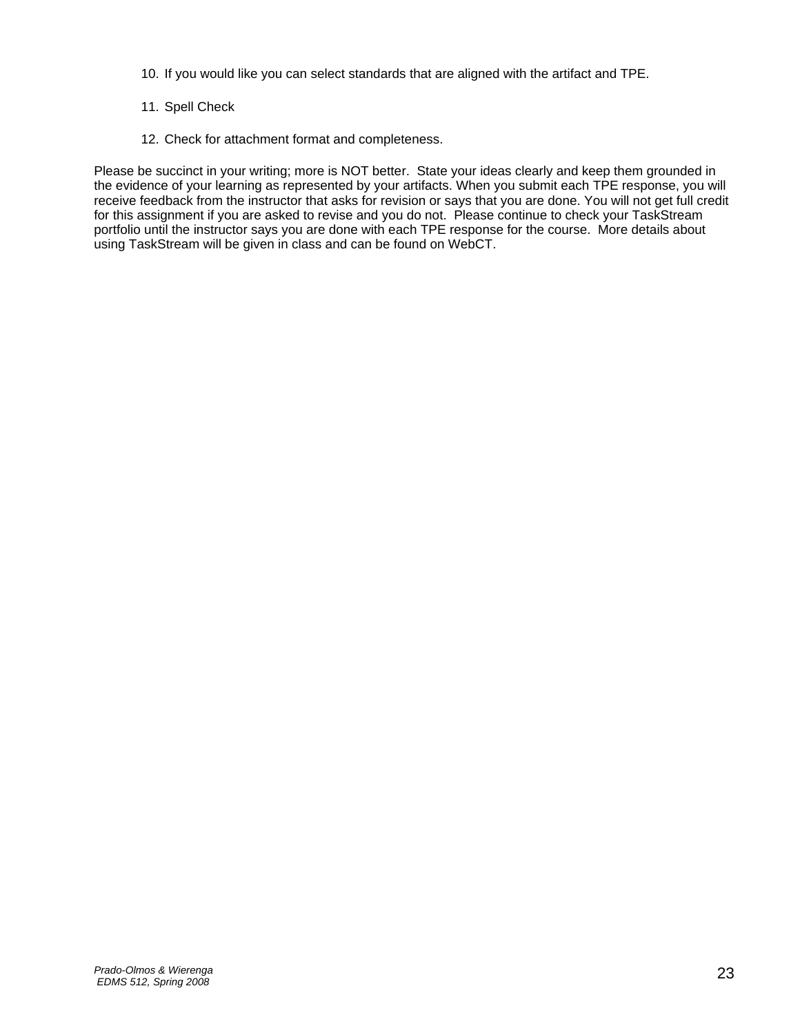10. If you would like you can select standards that are aligned with the artifact and TPE.

11. Spell Check

12. Check for attachment format and completeness.

Please be succinct in your writing; more is NOT better. State your ideas clearly and keep them grounded in the evidence of your learning as represented by your artifacts. When you submit each TPE response, you will receive feedback from the instructor that asks for revision or says that you are done. You will not get full credit for this assignment if you are asked to revise and you do not. Please continue to check your TaskStream portfolio until the instructor says you are done with each TPE response for the course. More details about using TaskStream will be given in class and can be found on WebCT.